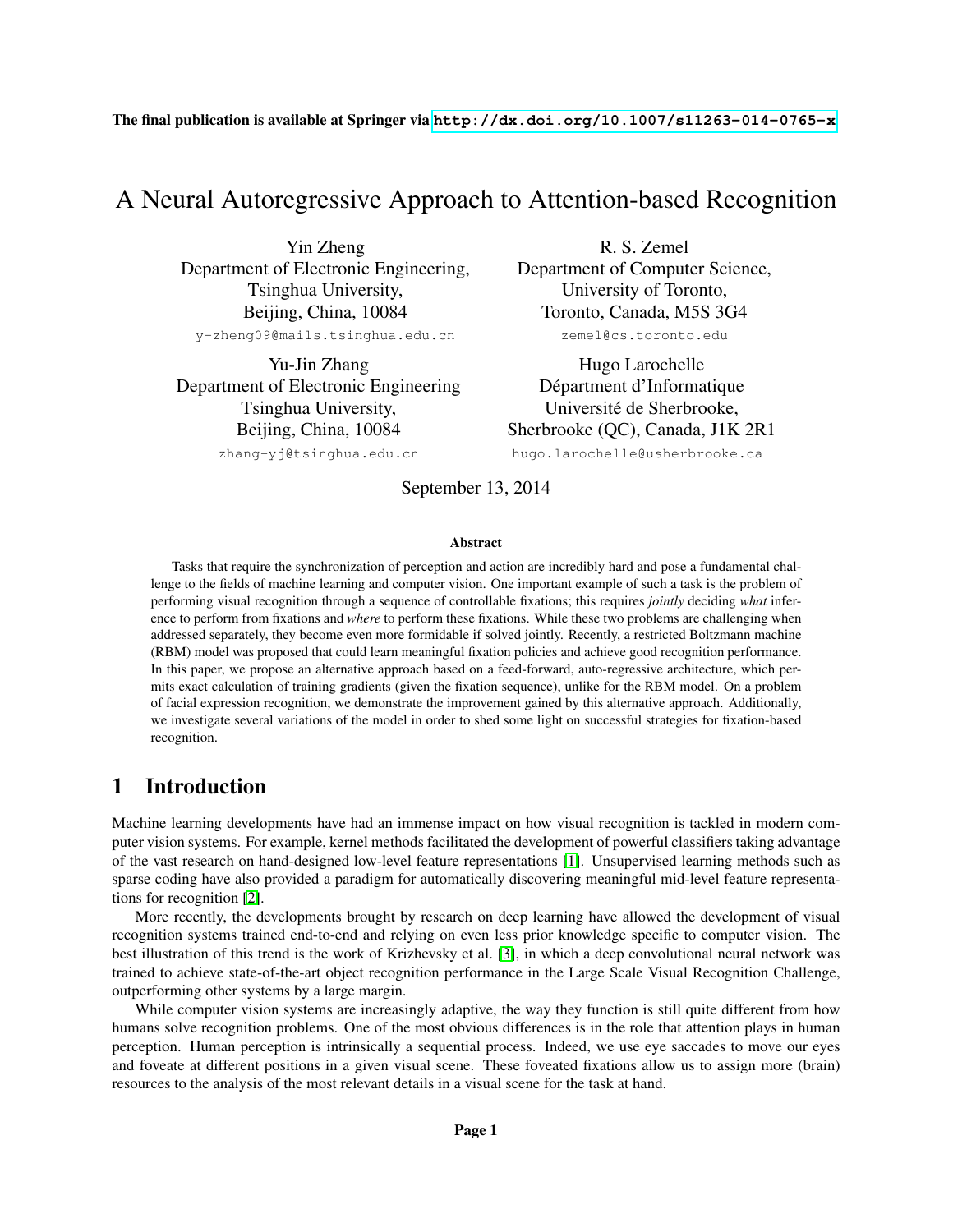**The final publication is available at Springer via http://dx.doi.org/10.1007/s11263-014-0765-x**

# A Neural Autoregressive Approach to Attention-based Recognition

Yin Zheng
Department of Electronic Engineering,
Tsinghua University,
Beijing, China, 10084
y-zheng09@mails.tsinghua.edu.cn

R. S. Zemel
Department of Computer Science,
University of Toronto,
Toronto, Canada, M5S 3G4
zemel@cs.toronto.edu

Yu-Jin Zhang
Department of Electronic Engineering
Tsinghua University,
Beijing, China, 10084
zhang-yj@tsinghua.edu.cn

Hugo Larochelle
Département d'Informatique
Université de Sherbrooke,
Sherbrooke (QC), Canada, J1K 2R1
hugo.larochelle@usherbrooke.ca

September 13, 2014

### Abstract

Tasks that require the synchronization of perception and action are incredibly hard and pose a fundamental challenge to the fields of machine learning and computer vision. One important example of such a task is the problem of performing visual recognition through a sequence of controllable fixations; this requires *jointly* deciding *what* inference to perform from fixations and *where* to perform these fixations. While these two problems are challenging when addressed separately, they become even more formidable if solved jointly. Recently, a restricted Boltzmann machine (RBM) model was proposed that could learn meaningful fixation policies and achieve good recognition performance. In this paper, we propose an alternative approach based on a feed-forward, auto-regressive architecture, which permits exact calculation of training gradients (given the fixation sequence), unlike for the RBM model. On a problem of facial expression recognition, we demonstrate the improvement gained by this alternative approach. Additionally, we investigate several variations of the model in order to shed some light on successful strategies for fixation-based recognition.

## 1 Introduction

Machine learning developments have had an immense impact on how visual recognition is tackled in modern computer vision systems. For example, kernel methods facilitated the development of powerful classifiers taking advantage of the vast research on hand-designed low-level feature representations [1]. Unsupervised learning methods such as sparse coding have also provided a paradigm for automatically discovering meaningful mid-level feature representations for recognition [2].

More recently, the developments brought by research on deep learning have allowed the development of visual recognition systems trained end-to-end and relying on even less prior knowledge specific to computer vision. The best illustration of this trend is the work of Krizhevsky et al. [3], in which a deep convolutional neural network was trained to achieve state-of-the-art object recognition performance in the Large Scale Visual Recognition Challenge, outperforming other systems by a large margin.

While computer vision systems are increasingly adaptive, the way they function is still quite different from how humans solve recognition problems. One of the most obvious differences is in the role that attention plays in human perception. Human perception is intrinsically a sequential process. Indeed, we use eye saccades to move our eyes and foveate at different positions in a given visual scene. These foveated fixations allow us to assign more (brain) resources to the analysis of the most relevant details in a visual scene for the task at hand.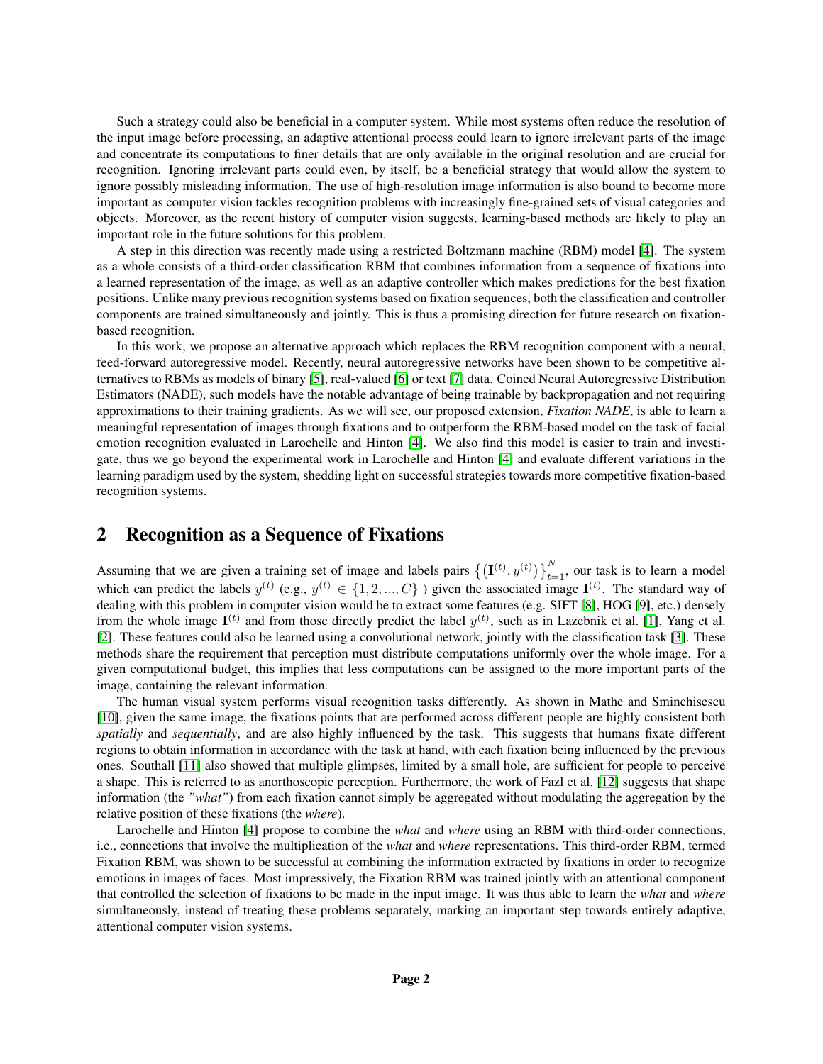Such a strategy could also be beneficial in a computer system. While most systems often reduce the resolution of the input image before processing, an adaptive attentional process could learn to ignore irrelevant parts of the image and concentrate its computations to finer details that are only available in the original resolution and are crucial for recognition. Ignoring irrelevant parts could even, by itself, be a beneficial strategy that would allow the system to ignore possibly misleading information. The use of high-resolution image information is also bound to become more important as computer vision tackles recognition problems with increasingly fine-grained sets of visual categories and objects. Moreover, as the recent history of computer vision suggests, learning-based methods are likely to play an important role in the future solutions for this problem.

A step in this direction was recently made using a restricted Boltzmann machine (RBM) model [4]. The system as a whole consists of a third-order classification RBM that combines information from a sequence of fixations into a learned representation of the image, as well as an adaptive controller which makes predictions for the best fixation positions. Unlike many previous recognition systems based on fixation sequences, both the classification and controller components are trained simultaneously and jointly. This is thus a promising direction for future research on fixation-based recognition.

In this work, we propose an alternative approach which replaces the RBM recognition component with a neural, feed-forward autoregressive model. Recently, neural autoregressive networks have been shown to be competitive alternatives to RBMs as models of binary [5], real-valued [6] or text [7] data. Coined Neural Autoregressive Distribution Estimators (NADE), such models have the notable advantage of being trainable by backpropagation and not requiring approximations to their training gradients. As we will see, our proposed extension, *Fixation NADE*, is able to learn a meaningful representation of images through fixations and to outperform the RBM-based model on the task of facial emotion recognition evaluated in Larochelle and Hinton [4]. We also find this model is easier to train and investigate, thus we go beyond the experimental work in Larochelle and Hinton [4] and evaluate different variations in the learning paradigm used by the system, shedding light on successful strategies towards more competitive fixation-based recognition systems.

## 2 Recognition as a Sequence of Fixations

Assuming that we are given a training set of image and labels pairs $\left\{\left(\mathbf{I}^{(t)}, y^{(t)}\right)\right\}_{t=1}^{N}$, our task is to learn a model which can predict the labels $y^{(t)}$ (e.g., $y^{(t)} \in \{1, 2, ..., C\}$ ) given the associated image $\mathbf{I}^{(t)}$. The standard way of dealing with this problem in computer vision would be to extract some features (e.g. SIFT [8], HOG [9], etc.) densely from the whole image $\mathbf{I}^{(t)}$ and from those directly predict the label $y^{(t)}$, such as in Lazebnik et al. [1], Yang et al. [2]. These features could also be learned using a convolutional network, jointly with the classification task [3]. These methods share the requirement that perception must distribute computations uniformly over the whole image. For a given computational budget, this implies that less computations can be assigned to the more important parts of the image, containing the relevant information.

The human visual system performs visual recognition tasks differently. As shown in Mathe and Sminchisescu [10], given the same image, the fixations points that are performed across different people are highly consistent both *spatially* and *sequentially*, and are also highly influenced by the task. This suggests that humans fixate different regions to obtain information in accordance with the task at hand, with each fixation being influenced by the previous ones. Southall [11] also showed that multiple glimpses, limited by a small hole, are sufficient for people to perceive a shape. This is referred to as anorthoscopic perception. Furthermore, the work of Fazl et al. [12] suggests that shape information (the *"what"*) from each fixation cannot simply be aggregated without modulating the aggregation by the relative position of these fixations (the *where*).

Larochelle and Hinton [4] propose to combine the *what* and *where* using an RBM with third-order connections, i.e., connections that involve the multiplication of the *what* and *where* representations. This third-order RBM, termed Fixation RBM, was shown to be successful at combining the information extracted by fixations in order to recognize emotions in images of faces. Most impressively, the Fixation RBM was trained jointly with an attentional component that controlled the selection of fixations to be made in the input image. It was thus able to learn the *what* and *where* simultaneously, instead of treating these problems separately, marking an important step towards entirely adaptive, attentional computer vision systems.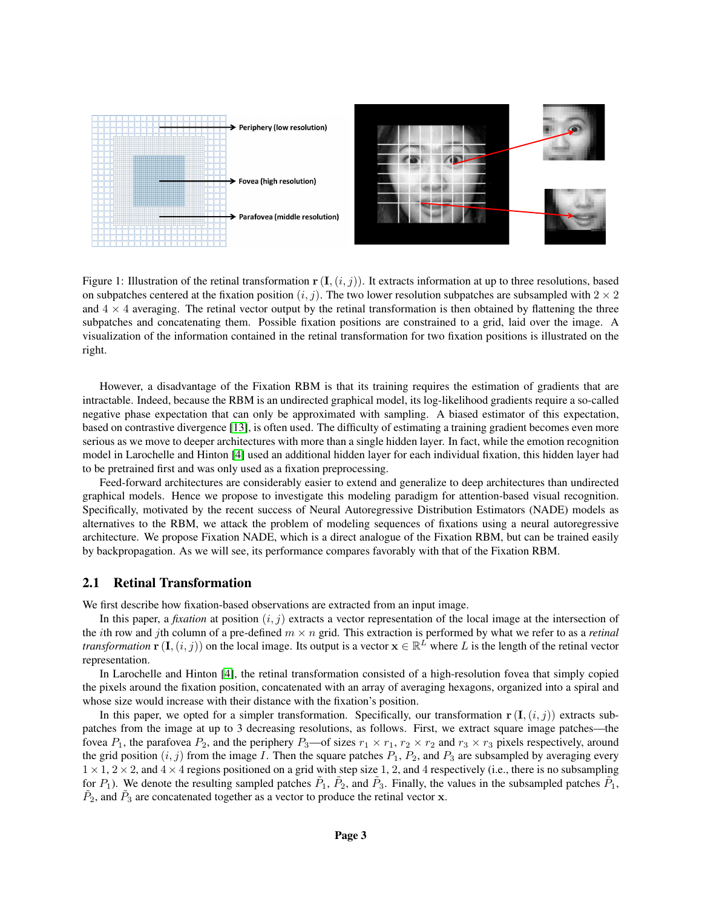Periphery (low resolution)

Fovea (high resolution)

Parafovea (middle resolution)

Figure 1: Illustration of the retinal transformation $\mathbf{r}(\mathbf{I}, (i, j))$. It extracts information at up to three resolutions, based on subpatches centered at the fixation position $(i, j)$. The two lower resolution subpatches are subsampled with $2 \times 2$ and $4 \times 4$ averaging. The retinal vector output by the retinal transformation is then obtained by flattening the three subpatches and concatenating them. Possible fixation positions are constrained to a grid, laid over the image. A visualization of the information contained in the retinal transformation for two fixation positions is illustrated on the right.

However, a disadvantage of the Fixation RBM is that its training requires the estimation of gradients that are intractable. Indeed, because the RBM is an undirected graphical model, its log-likelihood gradients require a so-called negative phase expectation that can only be approximated with sampling. A biased estimator of this expectation, based on contrastive divergence [13], is often used. The difficulty of estimating a training gradient becomes even more serious as we move to deeper architectures with more than a single hidden layer. In fact, while the emotion recognition model in Larochelle and Hinton [4] used an additional hidden layer for each individual fixation, this hidden layer had to be pretrained first and was only used as a fixation preprocessing.

Feed-forward architectures are considerably easier to extend and generalize to deep architectures than undirected graphical models. Hence we propose to investigate this modeling paradigm for attention-based visual recognition. Specifically, motivated by the recent success of Neural Autoregressive Distribution Estimators (NADE) models as alternatives to the RBM, we attack the problem of modeling sequences of fixations using a neural autoregressive architecture. We propose Fixation NADE, which is a direct analogue of the Fixation RBM, but can be trained easily by backpropagation. As we will see, its performance compares favorably with that of the Fixation RBM.

## 2.1 Retinal Transformation

We first describe how fixation-based observations are extracted from an input image.

In this paper, a *fixation* at position $(i, j)$ extracts a vector representation of the local image at the intersection of the $i$th row and $j$th column of a pre-defined $m \times n$ grid. This extraction is performed by what we refer to as a *retinal transformation* $\mathbf{r}(\mathbf{I}, (i, j))$ on the local image. Its output is a vector $\mathbf{x} \in \mathbb{R}^L$ where $L$ is the length of the retinal vector representation.

In Larochelle and Hinton [4], the retinal transformation consisted of a high-resolution fovea that simply copied the pixels around the fixation position, concatenated with an array of averaging hexagons, organized into a spiral and whose size would increase with their distance with the fixation's position.

In this paper, we opted for a simpler transformation. Specifically, our transformation $\mathbf{r}(\mathbf{I}, (i, j))$ extracts subpatches from the image at up to 3 decreasing resolutions, as follows. First, we extract square image patches—the fovea $P_1$, the parafovea $P_2$, and the periphery $P_3$—of sizes $r_1 \times r_1$, $r_2 \times r_2$ and $r_3 \times r_3$ pixels respectively, around the grid position $(i, j)$ from the image $I$. Then the square patches $P_1$, $P_2$, and $P_3$ are subsampled by averaging every $1 \times 1$, $2 \times 2$, and $4 \times 4$ regions positioned on a grid with step size 1, 2, and 4 respectively (i.e., there is no subsampling for $P_1$). We denote the resulting sampled patches $\tilde{P}_1$, $\tilde{P}_2$, and $\tilde{P}_3$. Finally, the values in the subsampled patches $\tilde{P}_1$, $\tilde{P}_2$, and $\tilde{P}_3$ are concatenated together as a vector to produce the retinal vector $\mathbf{x}$.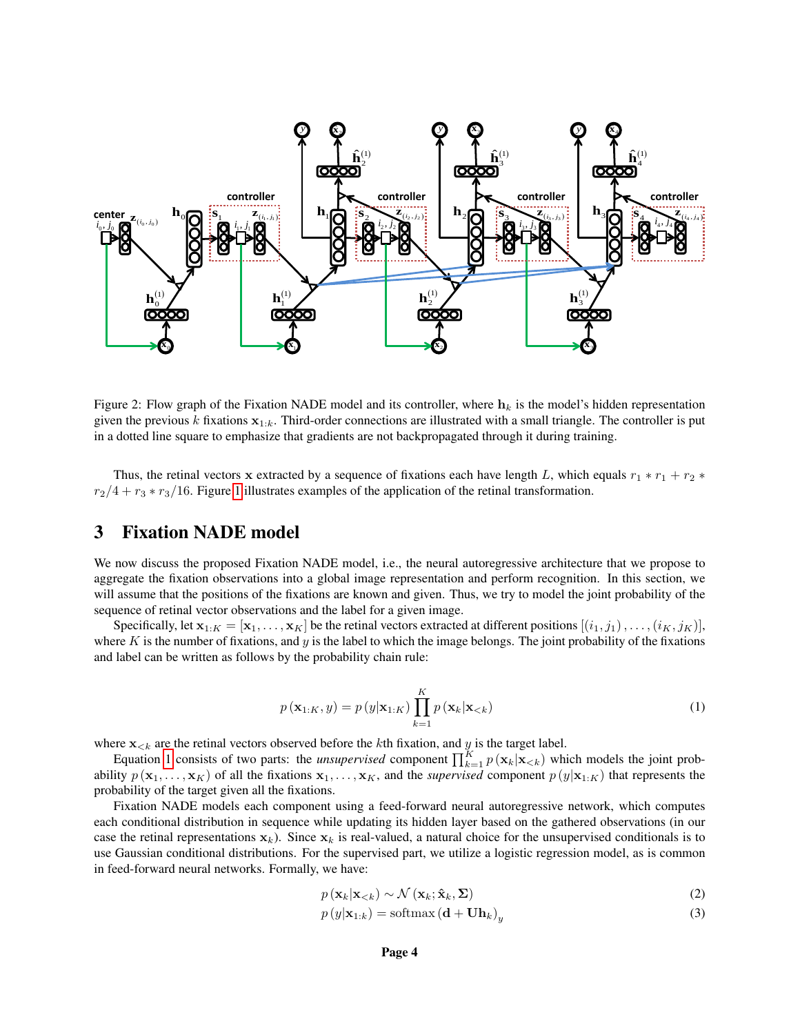Figure 2: Flow graph of the Fixation NADE model and its controller, where $\mathbf{h}_k$ is the model's hidden representation given the previous $k$ fixations $\mathbf{x}_{1:k}$. Third-order connections are illustrated with a small triangle. The controller is put in a dotted line square to emphasize that gradients are not backpropagated through it during training.

Thus, the retinal vectors $\mathbf{x}$ extracted by a sequence of fixations each have length $L$, which equals $r_1 * r_1 + r_2 * r_2/4 + r_3 * r_3/16$. Figure 1 illustrates examples of the application of the retinal transformation.

# 3 Fixation NADE model

We now discuss the proposed Fixation NADE model, i.e., the neural autoregressive architecture that we propose to aggregate the fixation observations into a global image representation and perform recognition. In this section, we will assume that the positions of the fixations are known and given. Thus, we try to model the joint probability of the sequence of retinal vector observations and the label for a given image.

Specifically, let $\mathbf{x}_{1:K} = [\mathbf{x}_1, \ldots, \mathbf{x}_K]$ be the retinal vectors extracted at different positions $[(i_1, j_1), \ldots, (i_K, j_K)]$, where $K$ is the number of fixations, and $y$ is the label to which the image belongs. The joint probability of the fixations and label can be written as follows by the probability chain rule:

$$p(\mathbf{x}_{1:K}, y) = p(y|\mathbf{x}_{1:K}) \prod_{k=1}^{K} p(\mathbf{x}_k|\mathbf{x}_{<k}) \tag{1}$$

where $\mathbf{x}_{<k}$ are the retinal vectors observed before the $k$th fixation, and $y$ is the target label.

Equation 1 consists of two parts: the *unsupervised* component $\prod_{k=1}^{K} p(\mathbf{x}_k|\mathbf{x}_{<k})$ which models the joint probability $p(\mathbf{x}_1, \ldots, \mathbf{x}_K)$ of all the fixations $\mathbf{x}_1, \ldots, \mathbf{x}_K$, and the *supervised* component $p(y|\mathbf{x}_{1:K})$ that represents the probability of the target given all the fixations.

Fixation NADE models each component using a feed-forward neural autoregressive network, which computes each conditional distribution in sequence while updating its hidden layer based on the gathered observations (in our case the retinal representations $\mathbf{x}_k$). Since $\mathbf{x}_k$ is real-valued, a natural choice for the unsupervised conditionals is to use Gaussian conditional distributions. For the supervised part, we utilize a logistic regression model, as is common in feed-forward neural networks. Formally, we have:

$$p(\mathbf{x}_k|\mathbf{x}_{<k}) \sim \mathcal{N}(\mathbf{x}_k; \hat{\mathbf{x}}_k, \mathbf{\Sigma}) \tag{2}$$

$$p(y|\mathbf{x}_{1:k}) = \text{softmax}(\mathbf{d} + \mathbf{U}\mathbf{h}_k)_y \tag{3}$$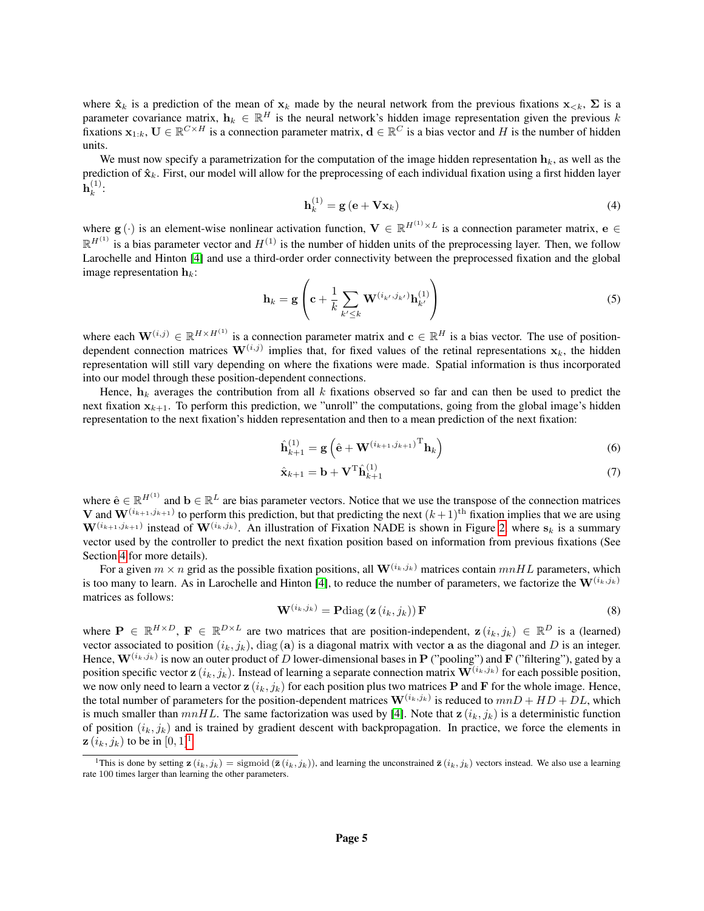where $\hat{\mathbf{x}}_k$ is a prediction of the mean of $\mathbf{x}_k$ made by the neural network from the previous fixations $\mathbf{x}_{<k}$, $\boldsymbol{\Sigma}$ is a parameter covariance matrix, $\mathbf{h}_k \in \mathbb{R}^H$ is the neural network's hidden image representation given the previous $k$ fixations $\mathbf{x}_{1:k}$, $\mathbf{U} \in \mathbb{R}^{C\times H}$ is a connection parameter matrix, $\mathbf{d} \in \mathbb{R}^C$ is a bias vector and $H$ is the number of hidden units.

We must now specify a parametrization for the computation of the image hidden representation $\mathbf{h}_k$, as well as the prediction of $\hat{\mathbf{x}}_k$. First, our model will allow for the preprocessing of each individual fixation using a first hidden layer $\mathbf{h}_k^{(1)}$:

$$\mathbf{h}_k^{(1)} = \mathbf{g}\left(\mathbf{e} + \mathbf{V}\mathbf{x}_k\right) \tag{4}$$

where $\mathbf{g}(\cdot)$ is an element-wise nonlinear activation function, $\mathbf{V} \in \mathbb{R}^{H^{(1)}\times L}$ is a connection parameter matrix, $\mathbf{e} \in \mathbb{R}^{H^{(1)}}$ is a bias parameter vector and $H^{(1)}$ is the number of hidden units of the preprocessing layer. Then, we follow Larochelle and Hinton [4] and use a third-order order connectivity between the preprocessed fixation and the global image representation $\mathbf{h}_k$:

$$\mathbf{h}_k = \mathbf{g}\left(\mathbf{c} + \frac{1}{k}\sum_{k'\leq k} \mathbf{W}^{(i_{k'},j_{k'})}\mathbf{h}_{k'}^{(1)}\right) \tag{5}$$

where each $\mathbf{W}^{(i,j)} \in \mathbb{R}^{H\times H^{(1)}}$ is a connection parameter matrix and $\mathbf{c} \in \mathbb{R}^H$ is a bias vector. The use of position-dependent connection matrices $\mathbf{W}^{(i,j)}$ implies that, for fixed values of the retinal representations $\mathbf{x}_k$, the hidden representation will still vary depending on where the fixations were made. Spatial information is thus incorporated into our model through these position-dependent connections.

Hence, $\mathbf{h}_k$ averages the contribution from all $k$ fixations observed so far and can then be used to predict the next fixation $\mathbf{x}_{k+1}$. To perform this prediction, we "unroll" the computations, going from the global image's hidden representation to the next fixation's hidden representation and then to a mean prediction of the next fixation:

$$\hat{\mathbf{h}}_{k+1}^{(1)} = \mathbf{g}\left(\hat{\mathbf{e}} + \mathbf{W}^{(i_{k+1},j_{k+1})^{\mathrm{T}}}\mathbf{h}_k\right) \tag{6}$$

$$\hat{\mathbf{x}}_{k+1} = \mathbf{b} + \mathbf{V}^{\mathrm{T}}\hat{\mathbf{h}}_{k+1}^{(1)} \tag{7}$$

where $\hat{\mathbf{e}} \in \mathbb{R}^{H^{(1)}}$ and $\mathbf{b} \in \mathbb{R}^L$ are bias parameter vectors. Notice that we use the transpose of the connection matrices $\mathbf{V}$ and $\mathbf{W}^{(i_{k+1},j_{k+1})}$ to perform this prediction, but that predicting the next $(k+1)^{\text{th}}$ fixation implies that we are using $\mathbf{W}^{(i_{k+1},j_{k+1})}$ instead of $\mathbf{W}^{(i_k,j_k)}$. An illustration of Fixation NADE is shown in Figure 2, where $\mathbf{s}_k$ is a summary vector used by the controller to predict the next fixation position based on information from previous fixations (See Section 4 for more details).

For a given $m\times n$ grid as the possible fixation positions, all $\mathbf{W}^{(i_k,j_k)}$ matrices contain $mnHL$ parameters, which is too many to learn. As in Larochelle and Hinton [4], to reduce the number of parameters, we factorize the $\mathbf{W}^{(i_k,j_k)}$ matrices as follows:

$$\mathbf{W}^{(i_k,j_k)} = \mathbf{P}\mathrm{diag}\left(\mathbf{z}\left(i_k,j_k\right)\right)\mathbf{F} \tag{8}$$

where $\mathbf{P} \in \mathbb{R}^{H\times D}$, $\mathbf{F} \in \mathbb{R}^{D\times L}$ are two matrices that are position-independent, $\mathbf{z}\left(i_k,j_k\right) \in \mathbb{R}^D$ is a (learned) vector associated to position $(i_k,j_k)$, $\mathrm{diag}\left(\mathbf{a}\right)$ is a diagonal matrix with vector $\mathbf{a}$ as the diagonal and $D$ is an integer. Hence, $\mathbf{W}^{(i_k,j_k)}$ is now an outer product of $D$ lower-dimensional bases in $\mathbf{P}$ ("pooling") and $\mathbf{F}$ ("filtering"), gated by a position specific vector $\mathbf{z}\left(i_k,j_k\right)$. Instead of learning a separate connection matrix $\mathbf{W}^{(i_k,j_k)}$ for each possible position, we now only need to learn a vector $\mathbf{z}\left(i_k,j_k\right)$ for each position plus two matrices $\mathbf{P}$ and $\mathbf{F}$ for the whole image. Hence, the total number of parameters for the position-dependent matrices $\mathbf{W}^{(i_k,j_k)}$ is reduced to $mnD + HD + DL$, which is much smaller than $mnHL$. The same factorization was used by [4]. Note that $\mathbf{z}\left(i_k,j_k\right)$ is a deterministic function of position $(i_k,j_k)$ and is trained by gradient descent with backpropagation. In practice, we force the elements in $\mathbf{z}\left(i_k,j_k\right)$ to be in $[0,1]$[1].

[1] This is done by setting $\mathbf{z}\left(i_k,j_k\right) = \mathrm{sigmoid}\left(\bar{\mathbf{z}}\left(i_k,j_k\right)\right)$, and learning the unconstrained $\bar{\mathbf{z}}\left(i_k,j_k\right)$ vectors instead. We also use a learning rate 100 times larger than learning the other parameters.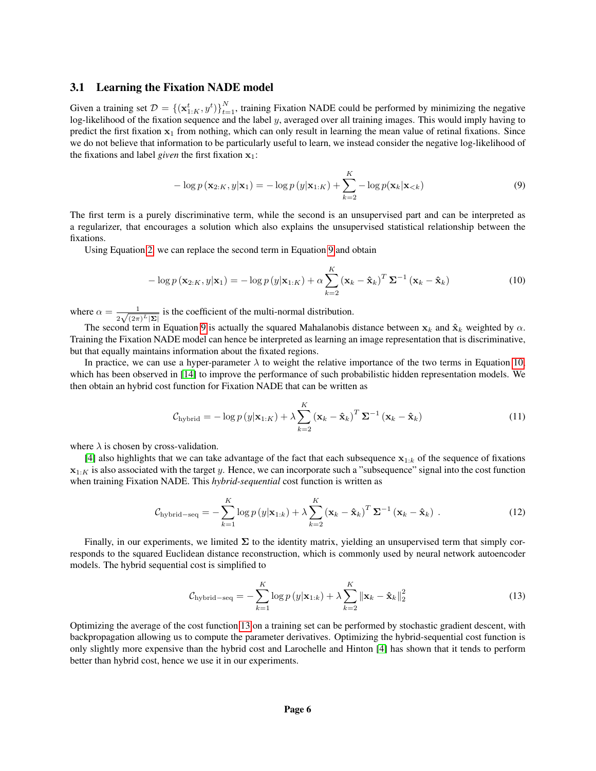### 3.1 Learning the Fixation NADE model

Given a training set $\mathcal{D} = \{(\mathbf{x}^t_{1:K}, y^t)\}_{t=1}^N$, training Fixation NADE could be performed by minimizing the negative log-likelihood of the fixation sequence and the label $y$, averaged over all training images. This would imply having to predict the first fixation $\mathbf{x}_1$ from nothing, which can only result in learning the mean value of retinal fixations. Since we do not believe that information to be particularly useful to learn, we instead consider the negative log-likelihood of the fixations and label *given* the first fixation $\mathbf{x}_1$:

$$-\log p\left(\mathbf{x}_{2:K}, y|\mathbf{x}_1\right) = -\log p\left(y|\mathbf{x}_{1:K}\right) + \sum_{k=2}^{K} -\log p(\mathbf{x}_k|\mathbf{x}_{<k}) \tag{9}$$

The first term is a purely discriminative term, while the second is an unsupervised part and can be interpreted as a regularizer, that encourages a solution which also explains the unsupervised statistical relationship between the fixations.

Using Equation 2, we can replace the second term in Equation 9 and obtain

$$-\log p\left(\mathbf{x}_{2:K}, y|\mathbf{x}_1\right) = -\log p\left(y|\mathbf{x}_{1:K}\right) + \alpha \sum_{k=2}^{K} \left(\mathbf{x}_k - \hat{\mathbf{x}}_k\right)^T \boldsymbol{\Sigma}^{-1} \left(\mathbf{x}_k - \hat{\mathbf{x}}_k\right) \tag{10}$$

where $\alpha = \frac{1}{2\sqrt{(2\pi)^L |\boldsymbol{\Sigma}|}}$ is the coefficient of the multi-normal distribution.

The second term in Equation 9 is actually the squared Mahalanobis distance between $\mathbf{x}_k$ and $\hat{\mathbf{x}}_k$ weighted by $\alpha$. Training the Fixation NADE model can hence be interpreted as learning an image representation that is discriminative, but that equally maintains information about the fixated regions.

In practice, we can use a hyper-parameter $\lambda$ to weight the relative importance of the two terms in Equation 10, which has been observed in [14] to improve the performance of such probabilistic hidden representation models. We then obtain an hybrid cost function for Fixation NADE that can be written as

$$\mathcal{C}_{\text{hybrid}} = -\log p\left(y|\mathbf{x}_{1:K}\right) + \lambda \sum_{k=2}^{K} \left(\mathbf{x}_k - \hat{\mathbf{x}}_k\right)^T \boldsymbol{\Sigma}^{-1} \left(\mathbf{x}_k - \hat{\mathbf{x}}_k\right) \tag{11}$$

where $\lambda$ is chosen by cross-validation.

[4] also highlights that we can take advantage of the fact that each subsequence $\mathbf{x}_{1:k}$ of the sequence of fixations $\mathbf{x}_{1:K}$ is also associated with the target $y$. Hence, we can incorporate such a "subsequence" signal into the cost function when training Fixation NADE. This *hybrid-sequential* cost function is written as

$$\mathcal{C}_{\text{hybrid-seq}} = -\sum_{k=1}^{K} \log p\left(y|\mathbf{x}_{1:k}\right) + \lambda \sum_{k=2}^{K} \left(\mathbf{x}_k - \hat{\mathbf{x}}_k\right)^T \boldsymbol{\Sigma}^{-1} \left(\mathbf{x}_k - \hat{\mathbf{x}}_k\right) \ . \tag{12}$$

Finally, in our experiments, we limited $\boldsymbol{\Sigma}$ to the identity matrix, yielding an unsupervised term that simply corresponds to the squared Euclidean distance reconstruction, which is commonly used by neural network autoencoder models. The hybrid sequential cost is simplified to

$$\mathcal{C}_{\text{hybrid-seq}} = -\sum_{k=1}^{K} \log p\left(y|\mathbf{x}_{1:k}\right) + \lambda \sum_{k=2}^{K} \left\|\mathbf{x}_k - \hat{\mathbf{x}}_k\right\|_2^2 \tag{13}$$

Optimizing the average of the cost function 13 on a training set can be performed by stochastic gradient descent, with backpropagation allowing us to compute the parameter derivatives. Optimizing the hybrid-sequential cost function is only slightly more expensive than the hybrid cost and Larochelle and Hinton [4] has shown that it tends to perform better than hybrid cost, hence we use it in our experiments.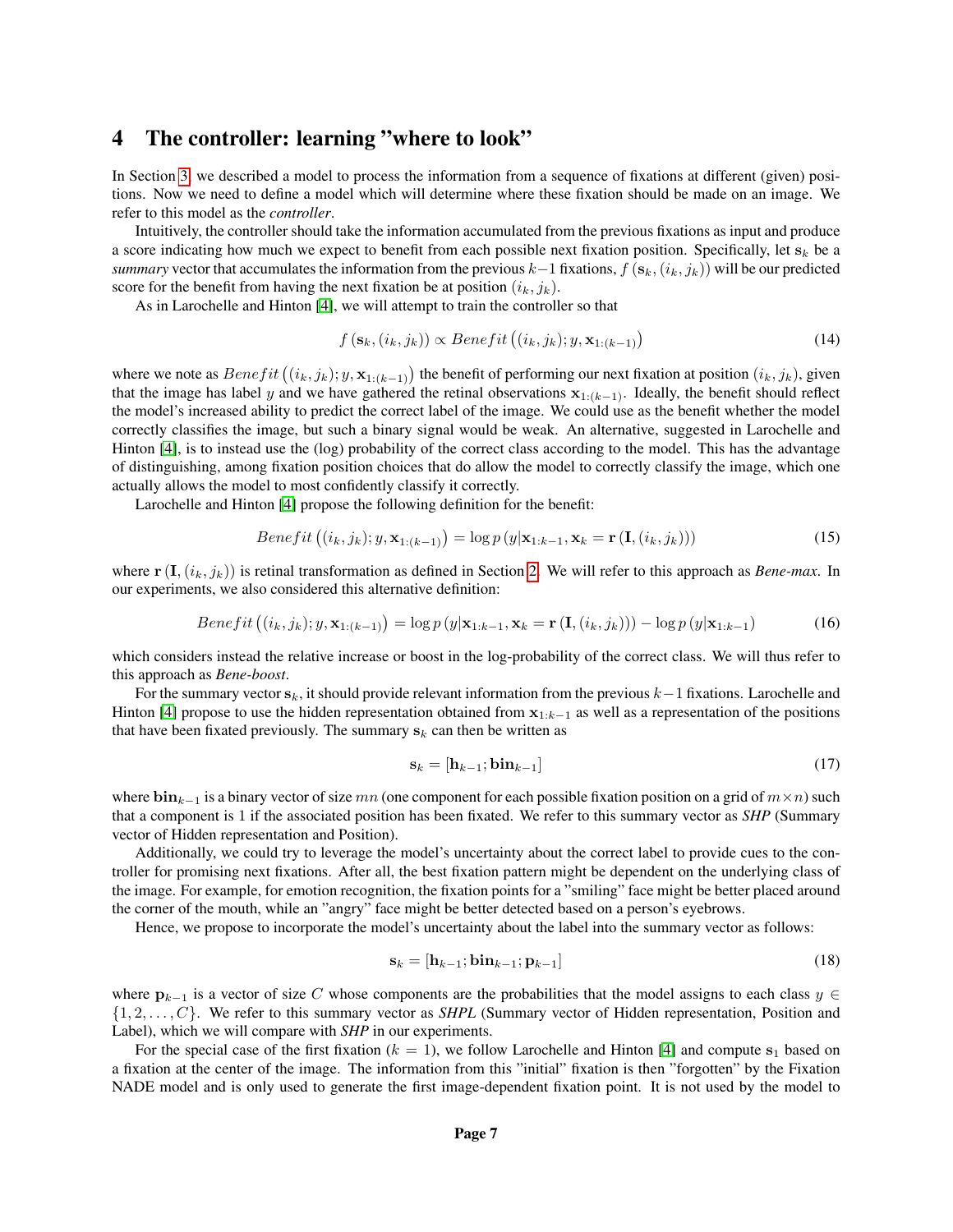# 4 The controller: learning "where to look"

In Section 3, we described a model to process the information from a sequence of fixations at different (given) positions. Now we need to define a model which will determine where these fixation should be made on an image. We refer to this model as the *controller*.

Intuitively, the controller should take the information accumulated from the previous fixations as input and produce a score indicating how much we expect to benefit from each possible next fixation position. Specifically, let $\mathbf{s}_k$ be a *summary* vector that accumulates the information from the previous $k-1$ fixations, $f(\mathbf{s}_k, (i_k, j_k))$ will be our predicted score for the benefit from having the next fixation be at position $(i_k, j_k)$.

As in Larochelle and Hinton [4], we will attempt to train the controller so that

$$f(\mathbf{s}_k, (i_k, j_k)) \propto Benefit\left((i_k, j_k); y, \mathbf{x}_{1:(k-1)}\right) \tag{14}$$

where we note as $Benefit\left((i_k, j_k); y, \mathbf{x}_{1:(k-1)}\right)$ the benefit of performing our next fixation at position $(i_k, j_k)$, given that the image has label $y$ and we have gathered the retinal observations $\mathbf{x}_{1:(k-1)}$. Ideally, the benefit should reflect the model's increased ability to predict the correct label of the image. We could use as the benefit whether the model correctly classifies the image, but such a binary signal would be weak. An alternative, suggested in Larochelle and Hinton [4], is to instead use the (log) probability of the correct class according to the model. This has the advantage of distinguishing, among fixation position choices that do allow the model to correctly classify the image, which one actually allows the model to most confidently classify it correctly.

Larochelle and Hinton [4] propose the following definition for the benefit:

$$Benefit\left((i_k, j_k); y, \mathbf{x}_{1:(k-1)}\right) = \log p\left(y|\mathbf{x}_{1:k-1}, \mathbf{x}_k = \mathbf{r}\left(\mathbf{I}, (i_k, j_k)\right)\right) \tag{15}$$

where $\mathbf{r}\left(\mathbf{I}, (i_k, j_k)\right)$ is retinal transformation as defined in Section 2. We will refer to this approach as ***Bene-max***. In our experiments, we also considered this alternative definition:

$$Benefit\left((i_k, j_k); y, \mathbf{x}_{1:(k-1)}\right) = \log p\left(y|\mathbf{x}_{1:k-1}, \mathbf{x}_k = \mathbf{r}\left(\mathbf{I}, (i_k, j_k)\right)\right) - \log p\left(y|\mathbf{x}_{1:k-1}\right) \tag{16}$$

which considers instead the relative increase or boost in the log-probability of the correct class. We will thus refer to this approach as ***Bene-boost***.

For the summary vector $\mathbf{s}_k$, it should provide relevant information from the previous $k-1$ fixations. Larochelle and Hinton [4] propose to use the hidden representation obtained from $\mathbf{x}_{1:k-1}$ as well as a representation of the positions that have been fixated previously. The summary $\mathbf{s}_k$ can then be written as

$$\mathbf{s}_k = [\mathbf{h}_{k-1}; \mathbf{bin}_{k-1}] \tag{17}$$

where $\mathbf{bin}_{k-1}$ is a binary vector of size $mn$ (one component for each possible fixation position on a grid of $m \times n$) such that a component is 1 if the associated position has been fixated. We refer to this summary vector as ***SHP*** (Summary vector of Hidden representation and Position).

Additionally, we could try to leverage the model's uncertainty about the correct label to provide cues to the controller for promising next fixations. After all, the best fixation pattern might be dependent on the underlying class of the image. For example, for emotion recognition, the fixation points for a "smiling" face might be better placed around the corner of the mouth, while an "angry" face might be better detected based on a person's eyebrows.

Hence, we propose to incorporate the model's uncertainty about the label into the summary vector as follows:

$$\mathbf{s}_k = [\mathbf{h}_{k-1}; \mathbf{bin}_{k-1}; \mathbf{p}_{k-1}] \tag{18}$$

where $\mathbf{p}_{k-1}$ is a vector of size $C$ whose components are the probabilities that the model assigns to each class $y \in \{1, 2, \ldots, C\}$. We refer to this summary vector as ***SHPL*** (Summary vector of Hidden representation, Position and Label), which we will compare with ***SHP*** in our experiments.

For the special case of the first fixation ($k = 1$), we follow Larochelle and Hinton [4] and compute $\mathbf{s}_1$ based on a fixation at the center of the image. The information from this "initial" fixation is then "forgotten" by the Fixation NADE model and is only used to generate the first image-dependent fixation point. It is not used by the model to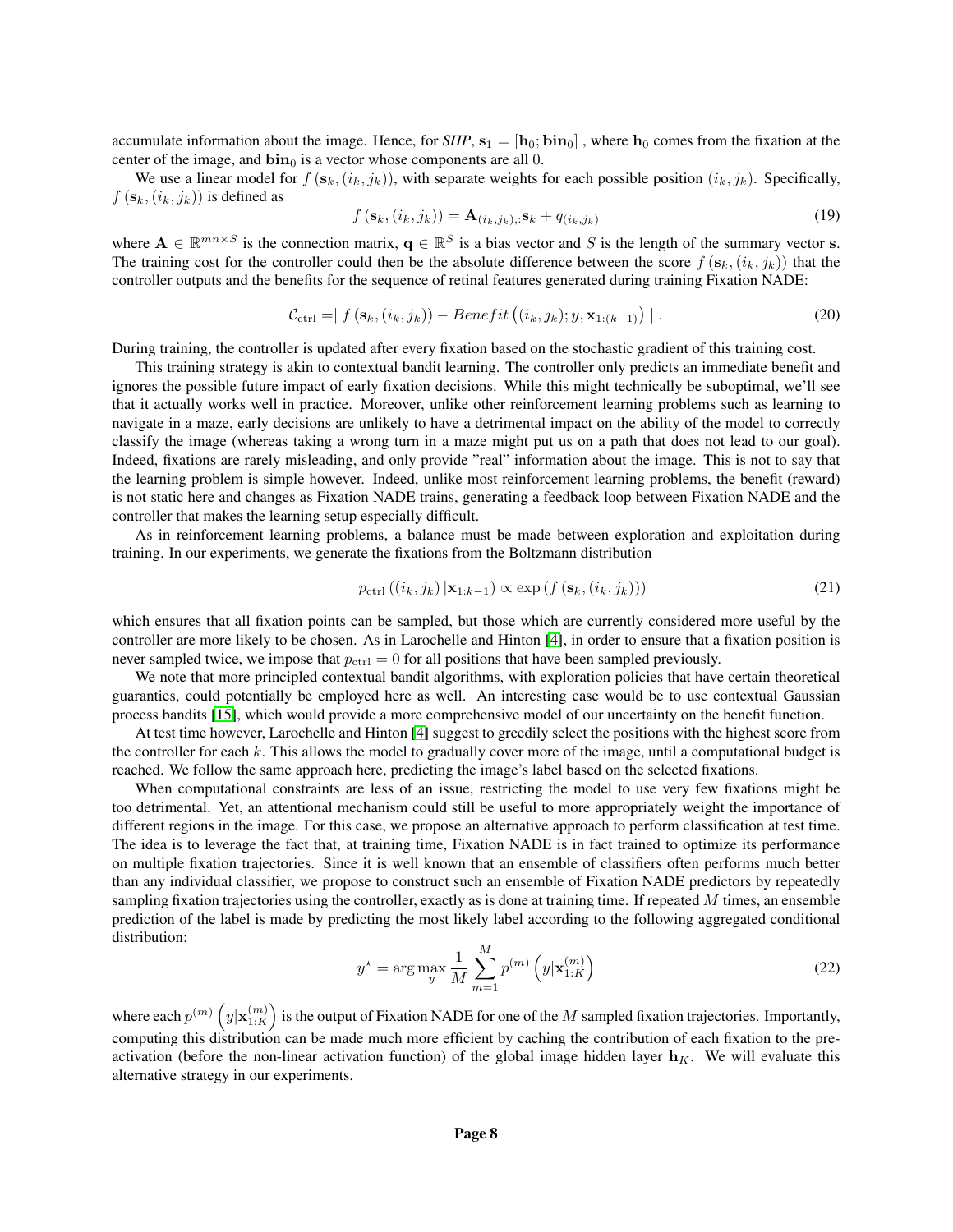accumulate information about the image. Hence, for *SHP*, $\mathbf{s}_1 = [\mathbf{h}_0; \mathbf{bin}_0]$ , where $\mathbf{h}_0$ comes from the fixation at the center of the image, and $\mathbf{bin}_0$ is a vector whose components are all 0.

We use a linear model for $f(\mathbf{s}_k, (i_k, j_k))$, with separate weights for each possible position $(i_k, j_k)$. Specifically, $f(\mathbf{s}_k, (i_k, j_k))$ is defined as

$$f(\mathbf{s}_k, (i_k, j_k)) = \mathbf{A}_{(i_k, j_k),:}\mathbf{s}_k + q_{(i_k, j_k)} \tag{19}$$

where $\mathbf{A} \in \mathbb{R}^{mn \times S}$ is the connection matrix, $\mathbf{q} \in \mathbb{R}^S$ is a bias vector and $S$ is the length of the summary vector $\mathbf{s}$. The training cost for the controller could then be the absolute difference between the score $f(\mathbf{s}_k, (i_k, j_k))$ that the controller outputs and the benefits for the sequence of retinal features generated during training Fixation NADE:

$$\mathcal{C}_{\text{ctrl}} = \mid f(\mathbf{s}_k, (i_k, j_k)) - Benefit\left((i_k, j_k); y, \mathbf{x}_{1:(k-1)}\right) \mid . \tag{20}$$

During training, the controller is updated after every fixation based on the stochastic gradient of this training cost.

This training strategy is akin to contextual bandit learning. The controller only predicts an immediate benefit and ignores the possible future impact of early fixation decisions. While this might technically be suboptimal, we'll see that it actually works well in practice. Moreover, unlike other reinforcement learning problems such as learning to navigate in a maze, early decisions are unlikely to have a detrimental impact on the ability of the model to correctly classify the image (whereas taking a wrong turn in a maze might put us on a path that does not lead to our goal). Indeed, fixations are rarely misleading, and only provide "real" information about the image. This is not to say that the learning problem is simple however. Indeed, unlike most reinforcement learning problems, the benefit (reward) is not static here and changes as Fixation NADE trains, generating a feedback loop between Fixation NADE and the controller that makes the learning setup especially difficult.

As in reinforcement learning problems, a balance must be made between exploration and exploitation during training. In our experiments, we generate the fixations from the Boltzmann distribution

$$p_{\text{ctrl}}\left((i_k, j_k) \,|\mathbf{x}_{1:k-1}\right) \propto \exp\left(f(\mathbf{s}_k, (i_k, j_k))\right) \tag{21}$$

which ensures that all fixation points can be sampled, but those which are currently considered more useful by the controller are more likely to be chosen. As in Larochelle and Hinton [4], in order to ensure that a fixation position is never sampled twice, we impose that $p_{\text{ctrl}} = 0$ for all positions that have been sampled previously.

We note that more principled contextual bandit algorithms, with exploration policies that have certain theoretical guaranties, could potentially be employed here as well. An interesting case would be to use contextual Gaussian process bandits [15], which would provide a more comprehensive model of our uncertainty on the benefit function.

At test time however, Larochelle and Hinton [4] suggest to greedily select the positions with the highest score from the controller for each $k$. This allows the model to gradually cover more of the image, until a computational budget is reached. We follow the same approach here, predicting the image's label based on the selected fixations.

When computational constraints are less of an issue, restricting the model to use very few fixations might be too detrimental. Yet, an attentional mechanism could still be useful to more appropriately weight the importance of different regions in the image. For this case, we propose an alternative approach to perform classification at test time. The idea is to leverage the fact that, at training time, Fixation NADE is in fact trained to optimize its performance on multiple fixation trajectories. Since it is well known that an ensemble of classifiers often performs much better than any individual classifier, we propose to construct such an ensemble of Fixation NADE predictors by repeatedly sampling fixation trajectories using the controller, exactly as is done at training time. If repeated $M$ times, an ensemble prediction of the label is made by predicting the most likely label according to the following aggregated conditional distribution:

$$y^{\star} = \arg\max_{y} \frac{1}{M} \sum_{m=1}^{M} p^{(m)}\left(y|\mathbf{x}_{1:K}^{(m)}\right) \tag{22}$$

where each $p^{(m)}\left(y|\mathbf{x}_{1:K}^{(m)}\right)$ is the output of Fixation NADE for one of the $M$ sampled fixation trajectories. Importantly, computing this distribution can be made much more efficient by caching the contribution of each fixation to the pre-activation (before the non-linear activation function) of the global image hidden layer $\mathbf{h}_K$. We will evaluate this alternative strategy in our experiments.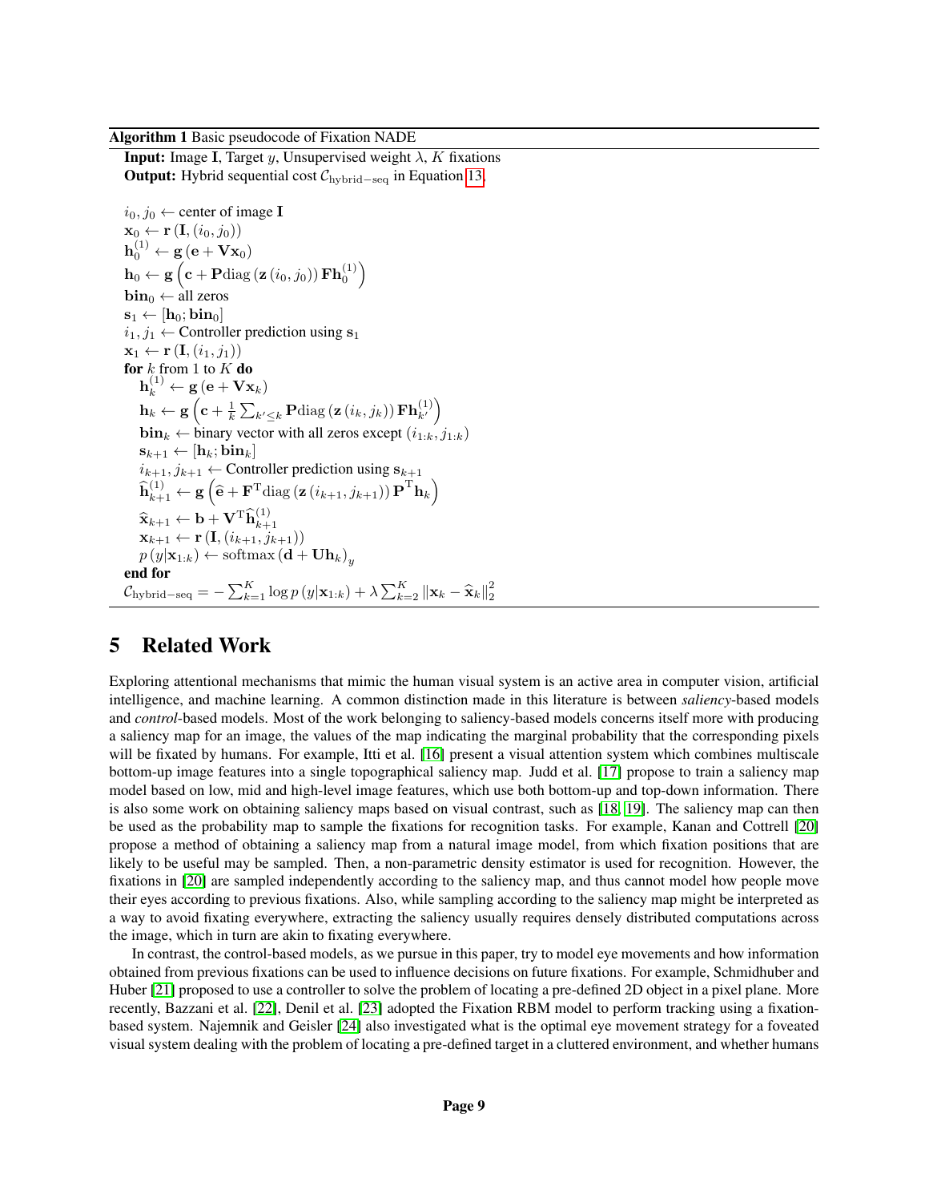**Algorithm 1** Basic pseudocode of Fixation NADE

**Input:** Image $\mathbf{I}$, Target $y$, Unsupervised weight $\lambda$, $K$ fixations
**Output:** Hybrid sequential cost $\mathcal{C}_{\text{hybrid-seq}}$ in Equation 13.

$i_0, j_0 \leftarrow$ center of image $\mathbf{I}$
$\mathbf{x}_0 \leftarrow \mathbf{r}\left(\mathbf{I}, (i_0, j_0)\right)$
$\mathbf{h}_0^{(1)} \leftarrow \mathbf{g}\left(\mathbf{e} + \mathbf{V}\mathbf{x}_0\right)$
$\mathbf{h}_0 \leftarrow \mathbf{g}\left(\mathbf{c} + \mathbf{P}\text{diag}\left(\mathbf{z}\left(i_0, j_0\right)\right)\mathbf{F}\mathbf{h}_0^{(1)}\right)$
$\mathbf{bin}_0 \leftarrow$ all zeros
$\mathbf{s}_1 \leftarrow [\mathbf{h}_0; \mathbf{bin}_0]$
$i_1, j_1 \leftarrow$ Controller prediction using $\mathbf{s}_1$
$\mathbf{x}_1 \leftarrow \mathbf{r}\left(\mathbf{I}, (i_1, j_1)\right)$
**for** $k$ from 1 to $K$ **do**
  $\mathbf{h}_k^{(1)} \leftarrow \mathbf{g}\left(\mathbf{e} + \mathbf{V}\mathbf{x}_k\right)$
  $\mathbf{h}_k \leftarrow \mathbf{g}\left(\mathbf{c} + \frac{1}{k}\sum_{k' \leq k} \mathbf{P}\text{diag}\left(\mathbf{z}\left(i_k, j_k\right)\right)\mathbf{F}\mathbf{h}_{k'}^{(1)}\right)$
  $\mathbf{bin}_k \leftarrow$ binary vector with all zeros except $(i_{1:k}, j_{1:k})$
  $\mathbf{s}_{k+1} \leftarrow [\mathbf{h}_k; \mathbf{bin}_k]$
  $i_{k+1}, j_{k+1} \leftarrow$ Controller prediction using $\mathbf{s}_{k+1}$
  $\widehat{\mathbf{h}}_{k+1}^{(1)} \leftarrow \mathbf{g}\left(\widehat{\mathbf{e}} + \mathbf{F}^{\mathrm{T}}\text{diag}\left(\mathbf{z}\left(i_{k+1}, j_{k+1}\right)\right)\mathbf{P}^{\mathrm{T}}\mathbf{h}_k\right)$
  $\widehat{\mathbf{x}}_{k+1} \leftarrow \mathbf{b} + \mathbf{V}^{\mathrm{T}}\widehat{\mathbf{h}}_{k+1}^{(1)}$
  $\mathbf{x}_{k+1} \leftarrow \mathbf{r}\left(\mathbf{I}, (i_{k+1}, j_{k+1})\right)$
  $p\left(y|\mathbf{x}_{1:k}\right) \leftarrow \text{softmax}\left(\mathbf{d} + \mathbf{U}\mathbf{h}_k\right)_y$
**end for**
$\mathcal{C}_{\text{hybrid-seq}} = -\sum_{k=1}^{K} \log p\left(y|\mathbf{x}_{1:k}\right) + \lambda \sum_{k=2}^{K} \left\|\mathbf{x}_k - \widehat{\mathbf{x}}_k\right\|_2^2$

# 5 Related Work

Exploring attentional mechanisms that mimic the human visual system is an active area in computer vision, artificial intelligence, and machine learning. A common distinction made in this literature is between *saliency*-based models and *control*-based models. Most of the work belonging to saliency-based models concerns itself more with producing a saliency map for an image, the values of the map indicating the marginal probability that the corresponding pixels will be fixated by humans. For example, Itti et al. [16] present a visual attention system which combines multiscale bottom-up image features into a single topographical saliency map. Judd et al. [17] propose to train a saliency map model based on low, mid and high-level image features, which use both bottom-up and top-down information. There is also some work on obtaining saliency maps based on visual contrast, such as [18, 19]. The saliency map can then be used as the probability map to sample the fixations for recognition tasks. For example, Kanan and Cottrell [20] propose a method of obtaining a saliency map from a natural image model, from which fixation positions that are likely to be useful may be sampled. Then, a non-parametric density estimator is used for recognition. However, the fixations in [20] are sampled independently according to the saliency map, and thus cannot model how people move their eyes according to previous fixations. Also, while sampling according to the saliency map might be interpreted as a way to avoid fixating everywhere, extracting the saliency usually requires densely distributed computations across the image, which in turn are akin to fixating everywhere.

In contrast, the control-based models, as we pursue in this paper, try to model eye movements and how information obtained from previous fixations can be used to influence decisions on future fixations. For example, Schmidhuber and Huber [21] proposed to use a controller to solve the problem of locating a pre-defined 2D object in a pixel plane. More recently, Bazzani et al. [22], Denil et al. [23] adopted the Fixation RBM model to perform tracking using a fixation-based system. Najemnik and Geisler [24] also investigated what is the optimal eye movement strategy for a foveated visual system dealing with the problem of locating a pre-defined target in a cluttered environment, and whether humans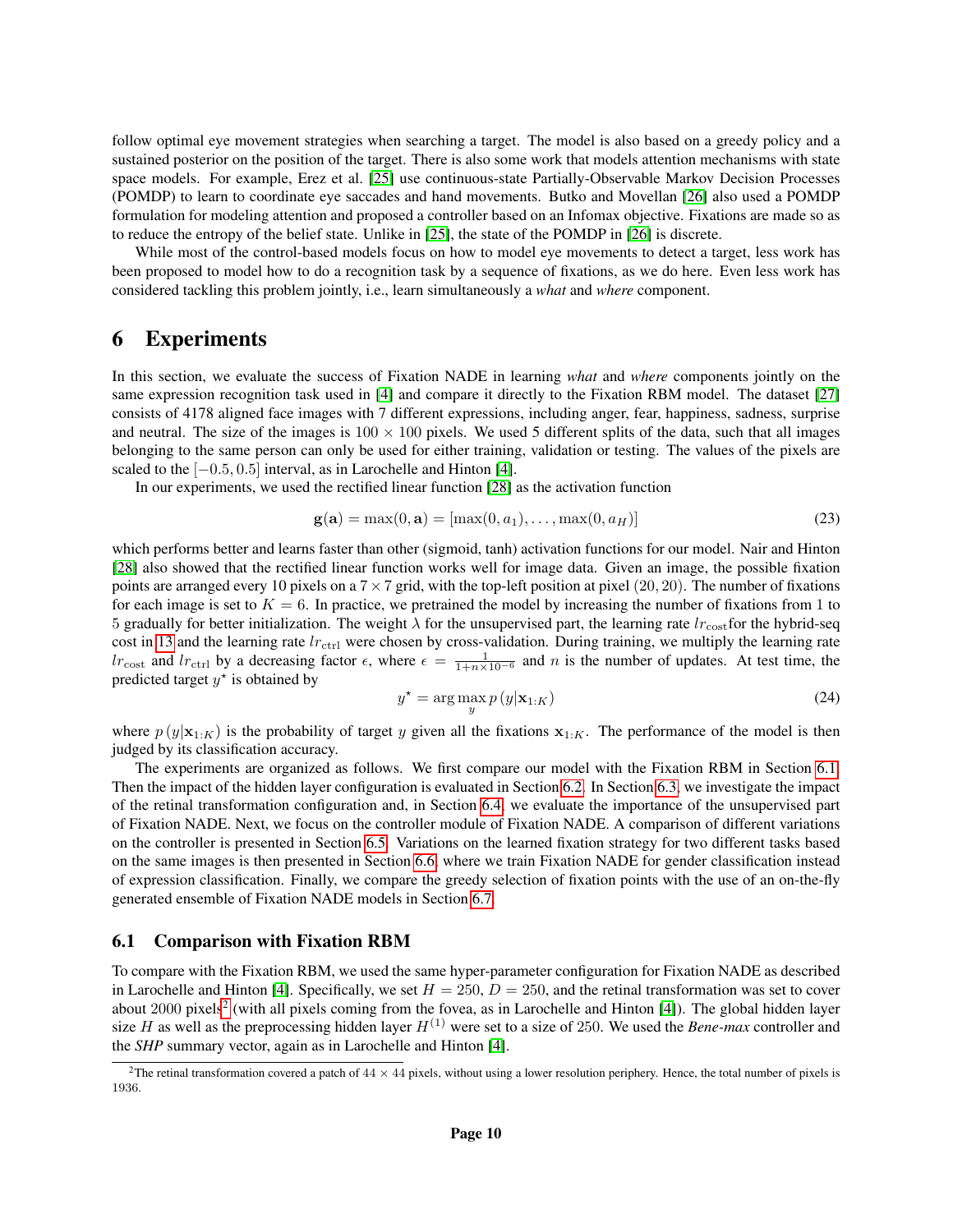follow optimal eye movement strategies when searching a target. The model is also based on a greedy policy and a sustained posterior on the position of the target. There is also some work that models attention mechanisms with state space models. For example, Erez et al. [25] use continuous-state Partially-Observable Markov Decision Processes (POMDP) to learn to coordinate eye saccades and hand movements. Butko and Movellan [26] also used a POMDP formulation for modeling attention and proposed a controller based on an Infomax objective. Fixations are made so as to reduce the entropy of the belief state. Unlike in [25], the state of the POMDP in [26] is discrete.

While most of the control-based models focus on how to model eye movements to detect a target, less work has been proposed to model how to do a recognition task by a sequence of fixations, as we do here. Even less work has considered tackling this problem jointly, i.e., learn simultaneously a *what* and *where* component.

# 6 Experiments

In this section, we evaluate the success of Fixation NADE in learning *what* and *where* components jointly on the same expression recognition task used in [4] and compare it directly to the Fixation RBM model. The dataset [27] consists of 4178 aligned face images with 7 different expressions, including anger, fear, happiness, sadness, surprise and neutral. The size of the images is $100 \times 100$ pixels. We used 5 different splits of the data, such that all images belonging to the same person can only be used for either training, validation or testing. The values of the pixels are scaled to the $[-0.5, 0.5]$ interval, as in Larochelle and Hinton [4].

In our experiments, we used the rectified linear function [28] as the activation function

$$\mathbf{g}(\mathbf{a}) = \max(0, \mathbf{a}) = [\max(0, a_1), \ldots, \max(0, a_H)] \tag{23}$$

which performs better and learns faster than other (sigmoid, tanh) activation functions for our model. Nair and Hinton [28] also showed that the rectified linear function works well for image data. Given an image, the possible fixation points are arranged every 10 pixels on a $7 \times 7$ grid, with the top-left position at pixel $(20, 20)$. The number of fixations for each image is set to $K = 6$. In practice, we pretrained the model by increasing the number of fixations from 1 to 5 gradually for better initialization. The weight $\lambda$ for the unsupervised part, the learning rate $lr_{\text{cost}}$ for the hybrid-seq cost in 13 and the learning rate $lr_{\text{ctrl}}$ were chosen by cross-validation. During training, we multiply the learning rate $lr_{\text{cost}}$ and $lr_{\text{ctrl}}$ by a decreasing factor $\epsilon$, where $\epsilon = \frac{1}{1+n \times 10^{-6}}$ and $n$ is the number of updates. At test time, the predicted target $y^{\star}$ is obtained by

$$y^{\star} = \arg\max_{y} p\left(y|\mathbf{x}_{1:K}\right) \tag{24}$$

where $p\left(y|\mathbf{x}_{1:K}\right)$ is the probability of target $y$ given all the fixations $\mathbf{x}_{1:K}$. The performance of the model is then judged by its classification accuracy.

The experiments are organized as follows. We first compare our model with the Fixation RBM in Section 6.1. Then the impact of the hidden layer configuration is evaluated in Section 6.2. In Section 6.3, we investigate the impact of the retinal transformation configuration and, in Section 6.4, we evaluate the importance of the unsupervised part of Fixation NADE. Next, we focus on the controller module of Fixation NADE. A comparison of different variations on the controller is presented in Section 6.5. Variations on the learned fixation strategy for two different tasks based on the same images is then presented in Section 6.6, where we train Fixation NADE for gender classification instead of expression classification. Finally, we compare the greedy selection of fixation points with the use of an on-the-fly generated ensemble of Fixation NADE models in Section 6.7.

## 6.1 Comparison with Fixation RBM

To compare with the Fixation RBM, we used the same hyper-parameter configuration for Fixation NADE as described in Larochelle and Hinton [4]. Specifically, we set $H = 250$, $D = 250$, and the retinal transformation was set to cover about 2000 pixels[2] (with all pixels coming from the fovea, as in Larochelle and Hinton [4]). The global hidden layer size $H$ as well as the preprocessing hidden layer $H^{(1)}$ were set to a size of 250. We used the *Bene-max* controller and the *SHP* summary vector, again as in Larochelle and Hinton [4].

[2] The retinal transformation covered a patch of $44 \times 44$ pixels, without using a lower resolution periphery. Hence, the total number of pixels is 1936.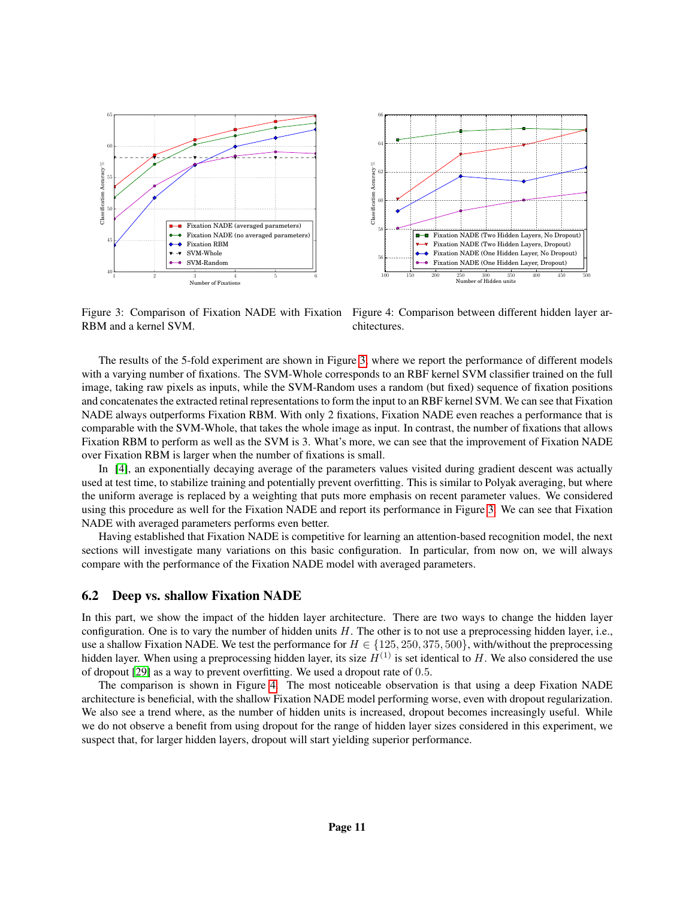Figure 3: Comparison of Fixation NADE with Fixation RBM and a kernel SVM.

Figure 4: Comparison between different hidden layer architectures.

The results of the 5-fold experiment are shown in Figure 3, where we report the performance of different models with a varying number of fixations. The SVM-Whole corresponds to an RBF kernel SVM classifier trained on the full image, taking raw pixels as inputs, while the SVM-Random uses a random (but fixed) sequence of fixation positions and concatenates the extracted retinal representations to form the input to an RBF kernel SVM. We can see that Fixation NADE always outperforms Fixation RBM. With only 2 fixations, Fixation NADE even reaches a performance that is comparable with the SVM-Whole, that takes the whole image as input. In contrast, the number of fixations that allows Fixation RBM to perform as well as the SVM is 3. What's more, we can see that the improvement of Fixation NADE over Fixation RBM is larger when the number of fixations is small.

In [4], an exponentially decaying average of the parameters values visited during gradient descent was actually used at test time, to stabilize training and potentially prevent overfitting. This is similar to Polyak averaging, but where the uniform average is replaced by a weighting that puts more emphasis on recent parameter values. We considered using this procedure as well for the Fixation NADE and report its performance in Figure 3. We can see that Fixation NADE with averaged parameters performs even better.

Having established that Fixation NADE is competitive for learning an attention-based recognition model, the next sections will investigate many variations on this basic configuration. In particular, from now on, we will always compare with the performance of the Fixation NADE model with averaged parameters.

## 6.2 Deep vs. shallow Fixation NADE

In this part, we show the impact of the hidden layer architecture. There are two ways to change the hidden layer configuration. One is to vary the number of hidden units $H$. The other is to not use a preprocessing hidden layer, i.e., use a shallow Fixation NADE. We test the performance for $H \in \{125, 250, 375, 500\}$, with/without the preprocessing hidden layer. When using a preprocessing hidden layer, its size $H^{(1)}$ is set identical to $H$. We also considered the use of dropout [29] as a way to prevent overfitting. We used a dropout rate of $0.5$.

The comparison is shown in Figure 4. The most noticeable observation is that using a deep Fixation NADE architecture is beneficial, with the shallow Fixation NADE model performing worse, even with dropout regularization. We also see a trend where, as the number of hidden units is increased, dropout becomes increasingly useful. While we do not observe a benefit from using dropout for the range of hidden layer sizes considered in this experiment, we suspect that, for larger hidden layers, dropout will start yielding superior performance.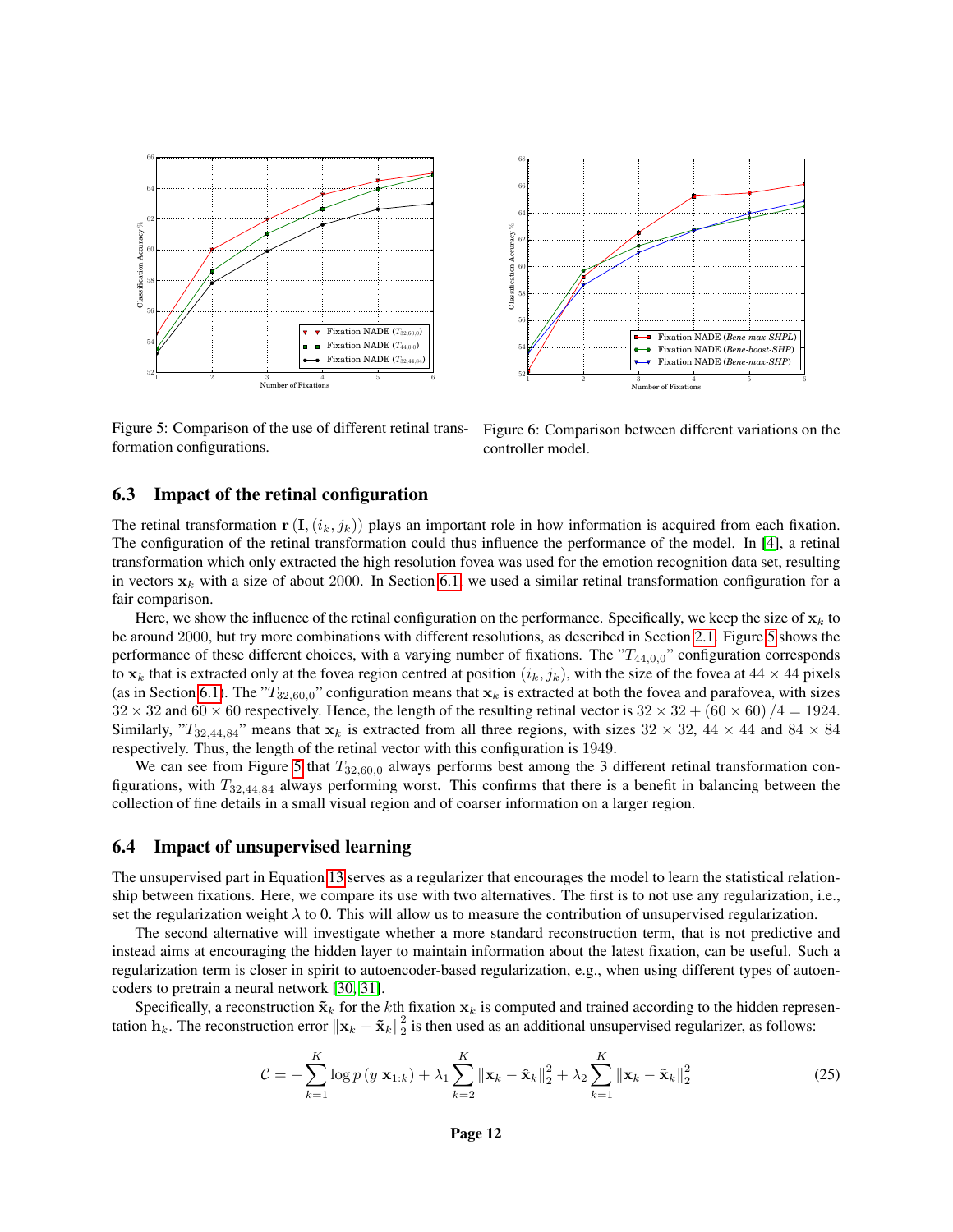Figure 5: Comparison of the use of different retinal transformation configurations.

Figure 6: Comparison between different variations on the controller model.

### 6.3 Impact of the retinal configuration

The retinal transformation $\mathbf{r}\left(\mathbf{I},(i_k,j_k)\right)$ plays an important role in how information is acquired from each fixation. The configuration of the retinal transformation could thus influence the performance of the model. In [4], a retinal transformation which only extracted the high resolution fovea was used for the emotion recognition data set, resulting in vectors $\mathbf{x}_k$ with a size of about 2000. In Section 6.1, we used a similar retinal transformation configuration for a fair comparison.

Here, we show the influence of the retinal configuration on the performance. Specifically, we keep the size of $\mathbf{x}_k$ to be around 2000, but try more combinations with different resolutions, as described in Section 2.1. Figure 5 shows the performance of these different choices, with a varying number of fixations. The "$T_{44,0,0}$" configuration corresponds to $\mathbf{x}_k$ that is extracted only at the fovea region centred at position $(i_k, j_k)$, with the size of the fovea at $44 \times 44$ pixels (as in Section 6.1). The "$T_{32,60,0}$" configuration means that $\mathbf{x}_k$ is extracted at both the fovea and parafovea, with sizes $32 \times 32$ and $60 \times 60$ respectively. Hence, the length of the resulting retinal vector is $32 \times 32 + (60 \times 60)/4 = 1924$. Similarly, "$T_{32,44,84}$" means that $\mathbf{x}_k$ is extracted from all three regions, with sizes $32 \times 32$, $44 \times 44$ and $84 \times 84$ respectively. Thus, the length of the retinal vector with this configuration is 1949.

We can see from Figure 5 that $T_{32,60,0}$ always performs best among the 3 different retinal transformation configurations, with $T_{32,44,84}$ always performing worst. This confirms that there is a benefit in balancing between the collection of fine details in a small visual region and of coarser information on a larger region.

### 6.4 Impact of unsupervised learning

The unsupervised part in Equation 13 serves as a regularizer that encourages the model to learn the statistical relationship between fixations. Here, we compare its use with two alternatives. The first is to not use any regularization, i.e., set the regularization weight $\lambda$ to 0. This will allow us to measure the contribution of unsupervised regularization.

The second alternative will investigate whether a more standard reconstruction term, that is not predictive and instead aims at encouraging the hidden layer to maintain information about the latest fixation, can be useful. Such a regularization term is closer in spirit to autoencoder-based regularization, e.g., when using different types of autoencoders to pretrain a neural network [30, 31].

Specifically, a reconstruction $\tilde{\mathbf{x}}_k$ for the $k$th fixation $\mathbf{x}_k$ is computed and trained according to the hidden representation $\mathbf{h}_k$. The reconstruction error $\|\mathbf{x}_k - \tilde{\mathbf{x}}_k\|_2^2$ is then used as an additional unsupervised regularizer, as follows:

$$\mathcal{C} = -\sum_{k=1}^{K} \log p\left(y|\mathbf{x}_{1:k}\right) + \lambda_1 \sum_{k=2}^{K} \|\mathbf{x}_k - \hat{\mathbf{x}}_k\|_2^2 + \lambda_2 \sum_{k=1}^{K} \|\mathbf{x}_k - \tilde{\mathbf{x}}_k\|_2^2 \tag{25}$$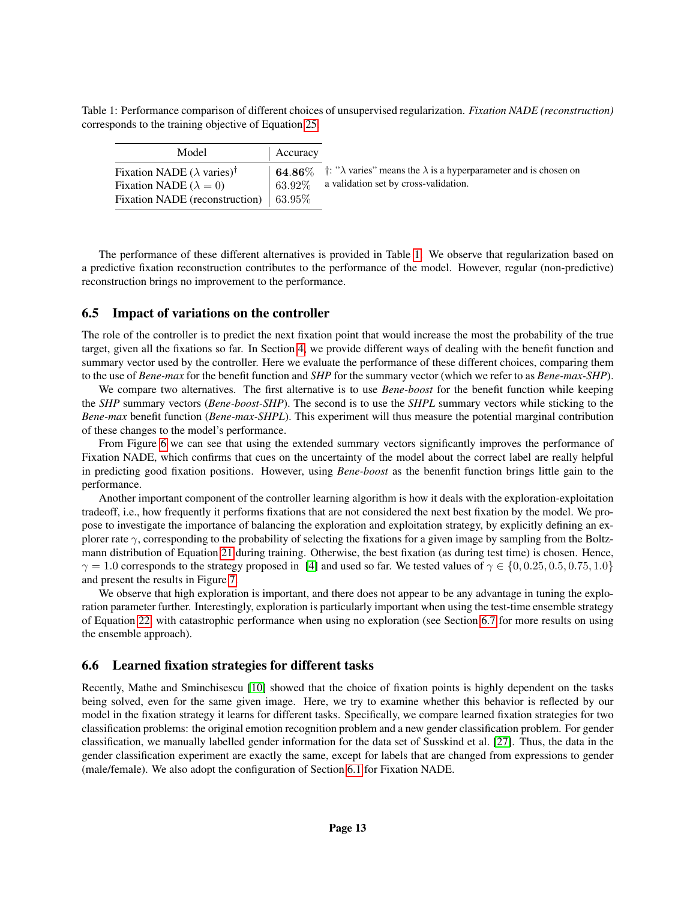Table 1: Performance comparison of different choices of unsupervised regularization. *Fixation NADE (reconstruction)* corresponds to the training objective of Equation 25.

| Model | Accuracy |
|---|---|
| Fixation NADE ($\lambda$ varies)† | **64.86%** |
| Fixation NADE ($\lambda = 0$) | 63.92% |
| Fixation NADE (reconstruction) | 63.95% |

†: "$\lambda$ varies" means the $\lambda$ is a hyperparameter and is chosen on a validation set by cross-validation.

The performance of these different alternatives is provided in Table 1. We observe that regularization based on a predictive fixation reconstruction contributes to the performance of the model. However, regular (non-predictive) reconstruction brings no improvement to the performance.

## 6.5 Impact of variations on the controller

The role of the controller is to predict the next fixation point that would increase the most the probability of the true target, given all the fixations so far. In Section 4, we provide different ways of dealing with the benefit function and summary vector used by the controller. Here we evaluate the performance of these different choices, comparing them to the use of *Bene-max* for the benefit function and *SHP* for the summary vector (which we refer to as *Bene-max-SHP*).

We compare two alternatives. The first alternative is to use *Bene-boost* for the benefit function while keeping the *SHP* summary vectors (*Bene-boost-SHP*). The second is to use the *SHPL* summary vectors while sticking to the *Bene-max* benefit function (*Bene-max-SHPL*). This experiment will thus measure the potential marginal contribution of these changes to the model's performance.

From Figure 6 we can see that using the extended summary vectors significantly improves the performance of Fixation NADE, which confirms that cues on the uncertainty of the model about the correct label are really helpful in predicting good fixation positions. However, using *Bene-boost* as the benenfit function brings little gain to the performance.

Another important component of the controller learning algorithm is how it deals with the exploration-exploitation tradeoff, i.e., how frequently it performs fixations that are not considered the next best fixation by the model. We propose to investigate the importance of balancing the exploration and exploitation strategy, by explicitly defining an explorer rate $\gamma$, corresponding to the probability of selecting the fixations for a given image by sampling from the Boltzmann distribution of Equation 21 during training. Otherwise, the best fixation (as during test time) is chosen. Hence, $\gamma = 1.0$ corresponds to the strategy proposed in [4] and used so far. We tested values of $\gamma \in \{0, 0.25, 0.5, 0.75, 1.0\}$ and present the results in Figure 7.

We observe that high exploration is important, and there does not appear to be any advantage in tuning the exploration parameter further. Interestingly, exploration is particularly important when using the test-time ensemble strategy of Equation 22, with catastrophic performance when using no exploration (see Section 6.7 for more results on using the ensemble approach).

## 6.6 Learned fixation strategies for different tasks

Recently, Mathe and Sminchisescu [10] showed that the choice of fixation points is highly dependent on the tasks being solved, even for the same given image. Here, we try to examine whether this behavior is reflected by our model in the fixation strategy it learns for different tasks. Specifically, we compare learned fixation strategies for two classification problems: the original emotion recognition problem and a new gender classification problem. For gender classification, we manually labelled gender information for the data set of Susskind et al. [27]. Thus, the data in the gender classification experiment are exactly the same, except for labels that are changed from expressions to gender (male/female). We also adopt the configuration of Section 6.1 for Fixation NADE.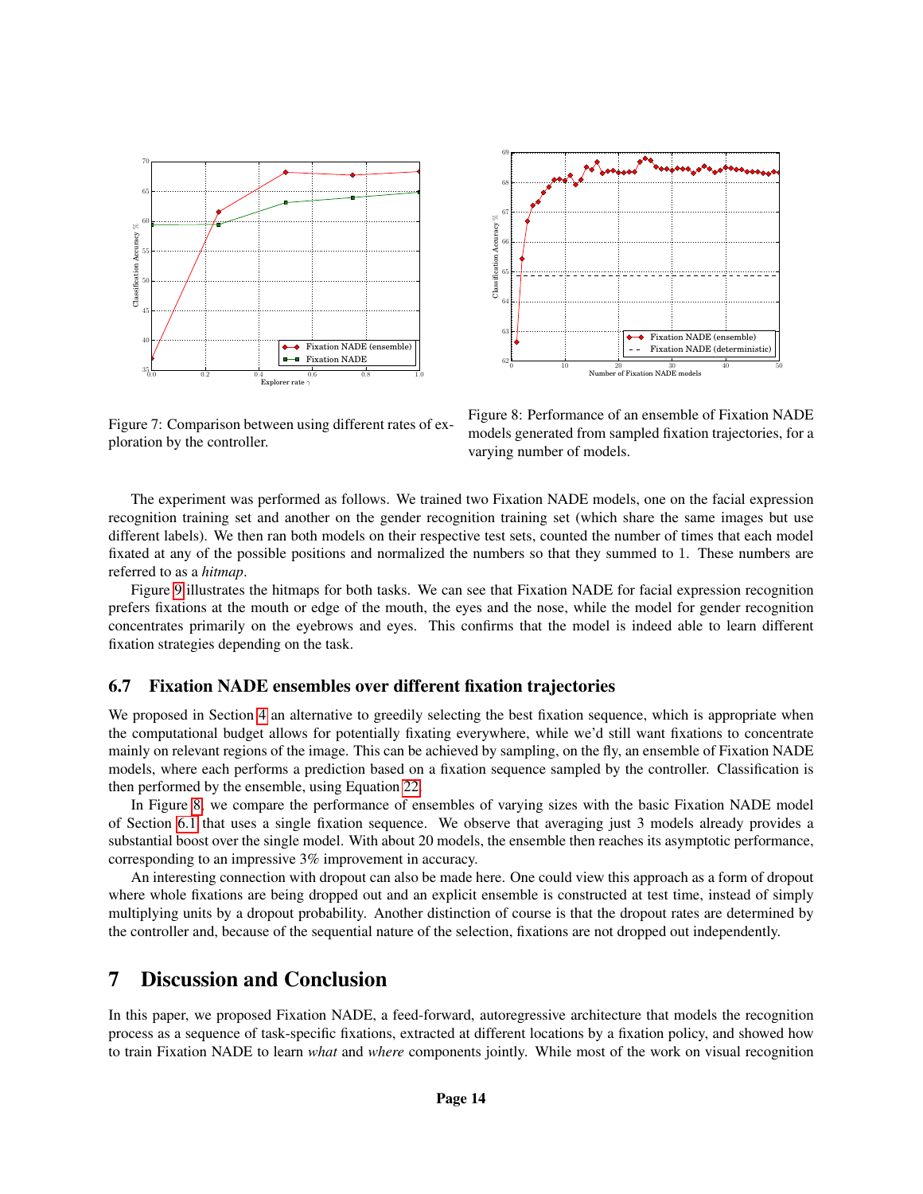Figure 7: Comparison between using different rates of exploration by the controller.

Figure 8: Performance of an ensemble of Fixation NADE models generated from sampled fixation trajectories, for a varying number of models.

The experiment was performed as follows. We trained two Fixation NADE models, one on the facial expression recognition training set and another on the gender recognition training set (which share the same images but use different labels). We then ran both models on their respective test sets, counted the number of times that each model fixated at any of the possible positions and normalized the numbers so that they summed to 1. These numbers are referred to as a *hitmap*.

Figure 9 illustrates the hitmaps for both tasks. We can see that Fixation NADE for facial expression recognition prefers fixations at the mouth or edge of the mouth, the eyes and the nose, while the model for gender recognition concentrates primarily on the eyebrows and eyes. This confirms that the model is indeed able to learn different fixation strategies depending on the task.

### 6.7 Fixation NADE ensembles over different fixation trajectories

We proposed in Section 4 an alternative to greedily selecting the best fixation sequence, which is appropriate when the computational budget allows for potentially fixating everywhere, while we'd still want fixations to concentrate mainly on relevant regions of the image. This can be achieved by sampling, on the fly, an ensemble of Fixation NADE models, where each performs a prediction based on a fixation sequence sampled by the controller. Classification is then performed by the ensemble, using Equation 22.

In Figure 8, we compare the performance of ensembles of varying sizes with the basic Fixation NADE model of Section 6.1 that uses a single fixation sequence. We observe that averaging just 3 models already provides a substantial boost over the single model. With about 20 models, the ensemble then reaches its asymptotic performance, corresponding to an impressive 3% improvement in accuracy.

An interesting connection with dropout can also be made here. One could view this approach as a form of dropout where whole fixations are being dropped out and an explicit ensemble is constructed at test time, instead of simply multiplying units by a dropout probability. Another distinction of course is that the dropout rates are determined by the controller and, because of the sequential nature of the selection, fixations are not dropped out independently.

## 7 Discussion and Conclusion

In this paper, we proposed Fixation NADE, a feed-forward, autoregressive architecture that models the recognition process as a sequence of task-specific fixations, extracted at different locations by a fixation policy, and showed how to train Fixation NADE to learn *what* and *where* components jointly. While most of the work on visual recognition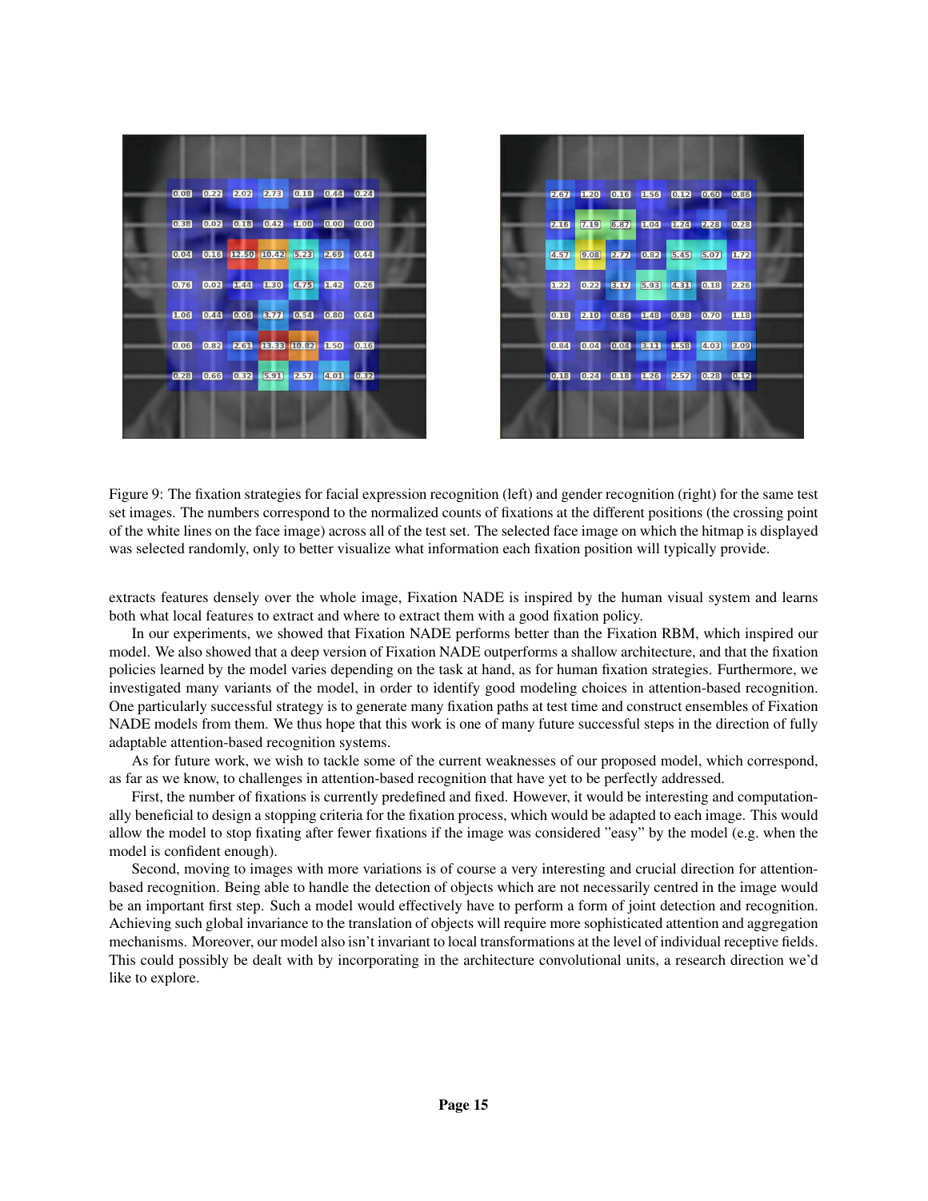0.08 0.22 2.02 2.73 0.18 0.44 0.24
0.38 0.02 0.18 0.42 1.00 0.00 0.00
0.04 0.16 12.50 10.42 5.23 2.69 0.44
0.76 0.02 1.44 1.30 4.75 1.42 0.26
1.06 0.44 0.06 3.77 0.54 0.80 0.64
0.06 0.82 2.61 13.33 10.82 1.50 0.16
0.28 0.66 0.32 5.91 2.57 4.01 0.32

2.67 1.20 0.16 1.56 0.12 0.60 0.86
2.16 7.19 6.87 1.04 1.24 2.28 0.28
4.57 9.08 2.77 0.82 5.45 5.07 1.72
1.22 0.22 3.17 5.93 4.31 0.18 2.26
0.18 2.10 0.86 1.48 0.98 0.70 1.18
0.84 0.04 0.04 3.11 1.58 4.03 3.09
0.18 0.24 0.18 1.26 2.57 0.28 0.12

Figure 9: The fixation strategies for facial expression recognition (left) and gender recognition (right) for the same test set images. The numbers correspond to the normalized counts of fixations at the different positions (the crossing point of the white lines on the face image) across all of the test set. The selected face image on which the hitmap is displayed was selected randomly, only to better visualize what information each fixation position will typically provide.

extracts features densely over the whole image, Fixation NADE is inspired by the human visual system and learns both what local features to extract and where to extract them with a good fixation policy.

In our experiments, we showed that Fixation NADE performs better than the Fixation RBM, which inspired our model. We also showed that a deep version of Fixation NADE outperforms a shallow architecture, and that the fixation policies learned by the model varies depending on the task at hand, as for human fixation strategies. Furthermore, we investigated many variants of the model, in order to identify good modeling choices in attention-based recognition. One particularly successful strategy is to generate many fixation paths at test time and construct ensembles of Fixation NADE models from them. We thus hope that this work is one of many future successful steps in the direction of fully adaptable attention-based recognition systems.

As for future work, we wish to tackle some of the current weaknesses of our proposed model, which correspond, as far as we know, to challenges in attention-based recognition that have yet to be perfectly addressed.

First, the number of fixations is currently predefined and fixed. However, it would be interesting and computationally beneficial to design a stopping criteria for the fixation process, which would be adapted to each image. This would allow the model to stop fixating after fewer fixations if the image was considered "easy" by the model (e.g. when the model is confident enough).

Second, moving to images with more variations is of course a very interesting and crucial direction for attention-based recognition. Being able to handle the detection of objects which are not necessarily centred in the image would be an important first step. Such a model would effectively have to perform a form of joint detection and recognition. Achieving such global invariance to the translation of objects will require more sophisticated attention and aggregation mechanisms. Moreover, our model also isn't invariant to local transformations at the level of individual receptive fields. This could possibly be dealt with by incorporating in the architecture convolutional units, a research direction we'd like to explore.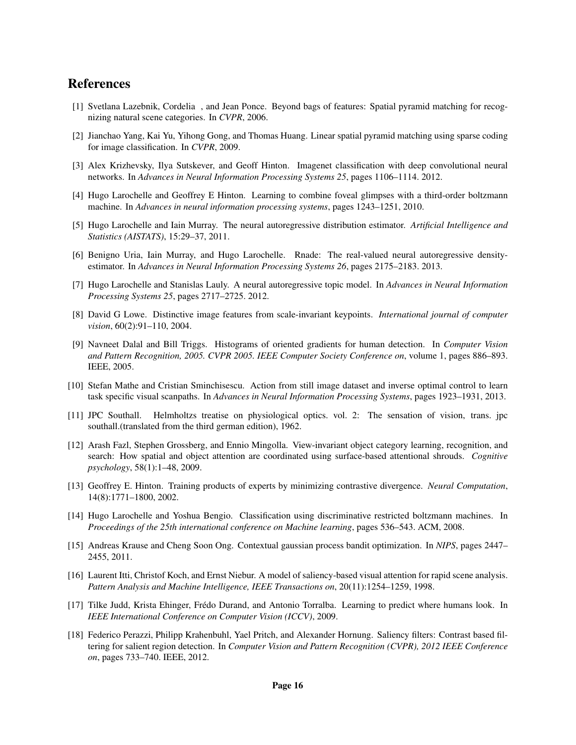## References

[1] Svetlana Lazebnik, Cordelia , and Jean Ponce. Beyond bags of features: Spatial pyramid matching for recognizing natural scene categories. In *CVPR*, 2006.

[2] Jianchao Yang, Kai Yu, Yihong Gong, and Thomas Huang. Linear spatial pyramid matching using sparse coding for image classification. In *CVPR*, 2009.

[3] Alex Krizhevsky, Ilya Sutskever, and Geoff Hinton. Imagenet classification with deep convolutional neural networks. In *Advances in Neural Information Processing Systems 25*, pages 1106–1114. 2012.

[4] Hugo Larochelle and Geoffrey E Hinton. Learning to combine foveal glimpses with a third-order boltzmann machine. In *Advances in neural information processing systems*, pages 1243–1251, 2010.

[5] Hugo Larochelle and Iain Murray. The neural autoregressive distribution estimator. *Artificial Intelligence and Statistics (AISTATS)*, 15:29–37, 2011.

[6] Benigno Uria, Iain Murray, and Hugo Larochelle. Rnade: The real-valued neural autoregressive density-estimator. In *Advances in Neural Information Processing Systems 26*, pages 2175–2183. 2013.

[7] Hugo Larochelle and Stanislas Lauly. A neural autoregressive topic model. In *Advances in Neural Information Processing Systems 25*, pages 2717–2725. 2012.

[8] David G Lowe. Distinctive image features from scale-invariant keypoints. *International journal of computer vision*, 60(2):91–110, 2004.

[9] Navneet Dalal and Bill Triggs. Histograms of oriented gradients for human detection. In *Computer Vision and Pattern Recognition, 2005. CVPR 2005. IEEE Computer Society Conference on*, volume 1, pages 886–893. IEEE, 2005.

[10] Stefan Mathe and Cristian Sminchisescu. Action from still image dataset and inverse optimal control to learn task specific visual scanpaths. In *Advances in Neural Information Processing Systems*, pages 1923–1931, 2013.

[11] JPC Southall. Helmholtzs treatise on physiological optics. vol. 2: The sensation of vision, trans. jpc southall.(translated from the third german edition), 1962.

[12] Arash Fazl, Stephen Grossberg, and Ennio Mingolla. View-invariant object category learning, recognition, and search: How spatial and object attention are coordinated using surface-based attentional shrouds. *Cognitive psychology*, 58(1):1–48, 2009.

[13] Geoffrey E. Hinton. Training products of experts by minimizing contrastive divergence. *Neural Computation*, 14(8):1771–1800, 2002.

[14] Hugo Larochelle and Yoshua Bengio. Classification using discriminative restricted boltzmann machines. In *Proceedings of the 25th international conference on Machine learning*, pages 536–543. ACM, 2008.

[15] Andreas Krause and Cheng Soon Ong. Contextual gaussian process bandit optimization. In *NIPS*, pages 2447–2455, 2011.

[16] Laurent Itti, Christof Koch, and Ernst Niebur. A model of saliency-based visual attention for rapid scene analysis. *Pattern Analysis and Machine Intelligence, IEEE Transactions on*, 20(11):1254–1259, 1998.

[17] Tilke Judd, Krista Ehinger, Frédo Durand, and Antonio Torralba. Learning to predict where humans look. In *IEEE International Conference on Computer Vision (ICCV)*, 2009.

[18] Federico Perazzi, Philipp Krahenbuhl, Yael Pritch, and Alexander Hornung. Saliency filters: Contrast based filtering for salient region detection. In *Computer Vision and Pattern Recognition (CVPR), 2012 IEEE Conference on*, pages 733–740. IEEE, 2012.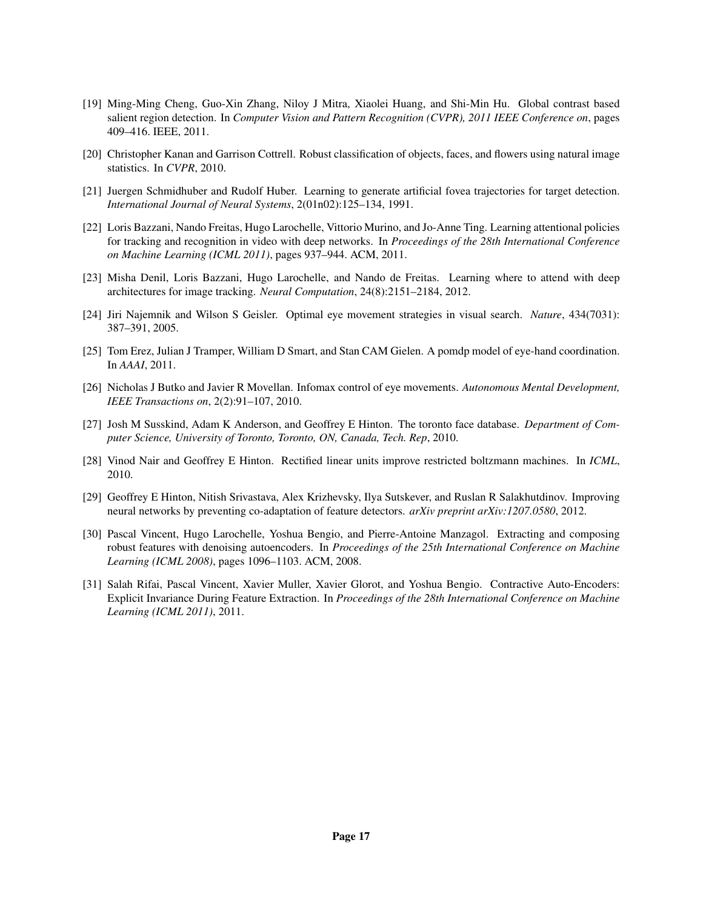[19] Ming-Ming Cheng, Guo-Xin Zhang, Niloy J Mitra, Xiaolei Huang, and Shi-Min Hu. Global contrast based salient region detection. In *Computer Vision and Pattern Recognition (CVPR), 2011 IEEE Conference on*, pages 409–416. IEEE, 2011.

[20] Christopher Kanan and Garrison Cottrell. Robust classification of objects, faces, and flowers using natural image statistics. In *CVPR*, 2010.

[21] Juergen Schmidhuber and Rudolf Huber. Learning to generate artificial fovea trajectories for target detection. *International Journal of Neural Systems*, 2(01n02):125–134, 1991.

[22] Loris Bazzani, Nando Freitas, Hugo Larochelle, Vittorio Murino, and Jo-Anne Ting. Learning attentional policies for tracking and recognition in video with deep networks. In *Proceedings of the 28th International Conference on Machine Learning (ICML 2011)*, pages 937–944. ACM, 2011.

[23] Misha Denil, Loris Bazzani, Hugo Larochelle, and Nando de Freitas. Learning where to attend with deep architectures for image tracking. *Neural Computation*, 24(8):2151–2184, 2012.

[24] Jiri Najemnik and Wilson S Geisler. Optimal eye movement strategies in visual search. *Nature*, 434(7031): 387–391, 2005.

[25] Tom Erez, Julian J Tramper, William D Smart, and Stan CAM Gielen. A pomdp model of eye-hand coordination. In *AAAI*, 2011.

[26] Nicholas J Butko and Javier R Movellan. Infomax control of eye movements. *Autonomous Mental Development, IEEE Transactions on*, 2(2):91–107, 2010.

[27] Josh M Susskind, Adam K Anderson, and Geoffrey E Hinton. The toronto face database. *Department of Computer Science, University of Toronto, Toronto, ON, Canada, Tech. Rep*, 2010.

[28] Vinod Nair and Geoffrey E Hinton. Rectified linear units improve restricted boltzmann machines. In *ICML*, 2010.

[29] Geoffrey E Hinton, Nitish Srivastava, Alex Krizhevsky, Ilya Sutskever, and Ruslan R Salakhutdinov. Improving neural networks by preventing co-adaptation of feature detectors. *arXiv preprint arXiv:1207.0580*, 2012.

[30] Pascal Vincent, Hugo Larochelle, Yoshua Bengio, and Pierre-Antoine Manzagol. Extracting and composing robust features with denoising autoencoders. In *Proceedings of the 25th International Conference on Machine Learning (ICML 2008)*, pages 1096–1103. ACM, 2008.

[31] Salah Rifai, Pascal Vincent, Xavier Muller, Xavier Glorot, and Yoshua Bengio. Contractive Auto-Encoders: Explicit Invariance During Feature Extraction. In *Proceedings of the 28th International Conference on Machine Learning (ICML 2011)*, 2011.